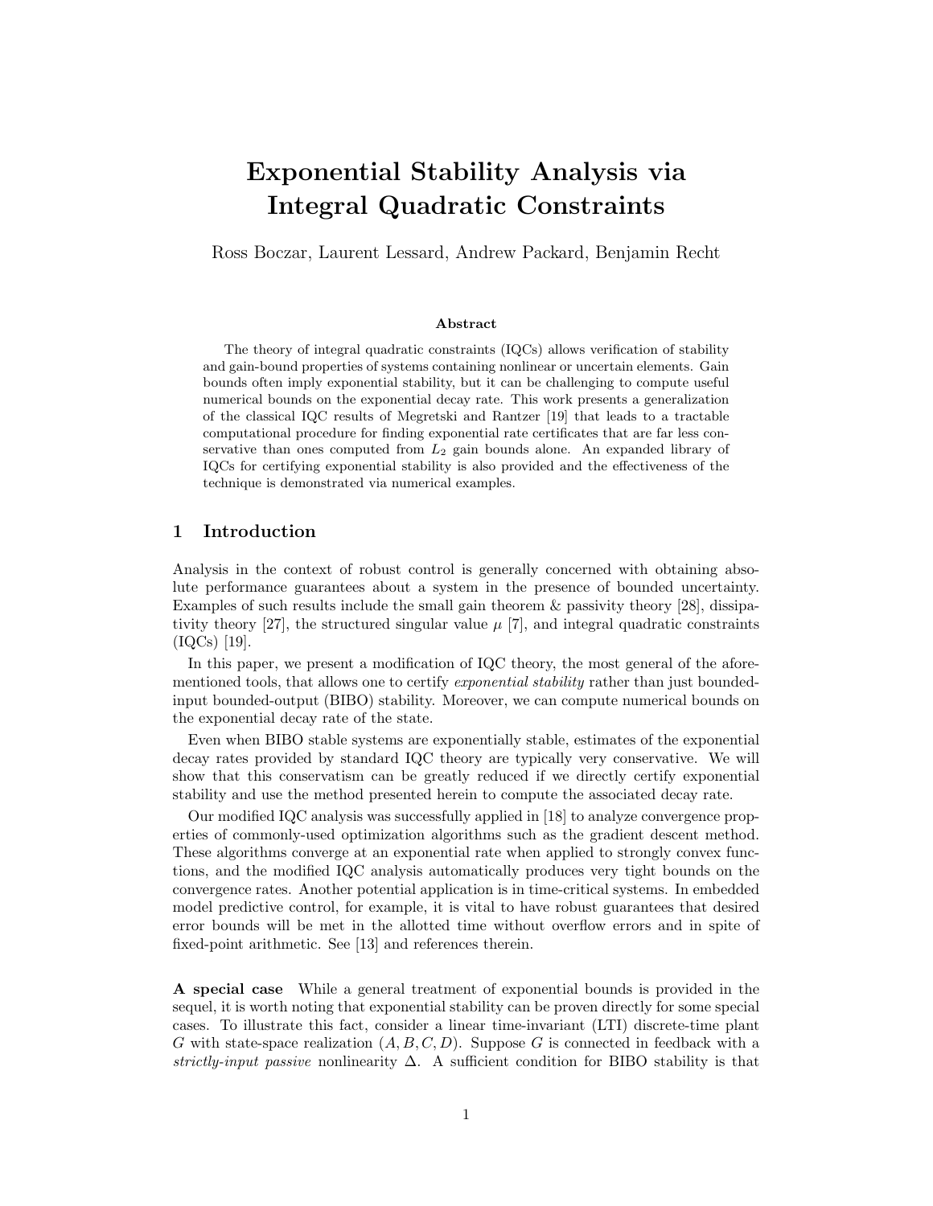# Exponential Stability Analysis via Integral Quadratic Constraints

Ross Boczar, Laurent Lessard, Andrew Packard, Benjamin Recht

### Abstract

The theory of integral quadratic constraints (IQCs) allows verification of stability and gain-bound properties of systems containing nonlinear or uncertain elements. Gain bounds often imply exponential stability, but it can be challenging to compute useful numerical bounds on the exponential decay rate. This work presents a generalization of the classical IQC results of Megretski and Rantzer [19] that leads to a tractable computational procedure for finding exponential rate certificates that are far less conservative than ones computed from $L_2$ gain bounds alone. An expanded library of IQCs for certifying exponential stability is also provided and the effectiveness of the technique is demonstrated via numerical examples.

## 1 Introduction

Analysis in the context of robust control is generally concerned with obtaining absolute performance guarantees about a system in the presence of bounded uncertainty. Examples of such results include the small gain theorem & passivity theory [28], dissipativity theory [27], the structured singular value $\mu$ [7], and integral quadratic constraints (IQCs) [19].

In this paper, we present a modification of IQC theory, the most general of the aforementioned tools, that allows one to certify *exponential stability* rather than just bounded-input bounded-output (BIBO) stability. Moreover, we can compute numerical bounds on the exponential decay rate of the state.

Even when BIBO stable systems are exponentially stable, estimates of the exponential decay rates provided by standard IQC theory are typically very conservative. We will show that this conservatism can be greatly reduced if we directly certify exponential stability and use the method presented herein to compute the associated decay rate.

Our modified IQC analysis was successfully applied in [18] to analyze convergence properties of commonly-used optimization algorithms such as the gradient descent method. These algorithms converge at an exponential rate when applied to strongly convex functions, and the modified IQC analysis automatically produces very tight bounds on the convergence rates. Another potential application is in time-critical systems. In embedded model predictive control, for example, it is vital to have robust guarantees that desired error bounds will be met in the allotted time without overflow errors and in spite of fixed-point arithmetic. See [13] and references therein.

**A special case** While a general treatment of exponential bounds is provided in the sequel, it is worth noting that exponential stability can be proven directly for some special cases. To illustrate this fact, consider a linear time-invariant (LTI) discrete-time plant $G$ with state-space realization $(A, B, C, D)$. Suppose $G$ is connected in feedback with a *strictly-input passive* nonlinearity $\Delta$. A sufficient condition for BIBO stability is that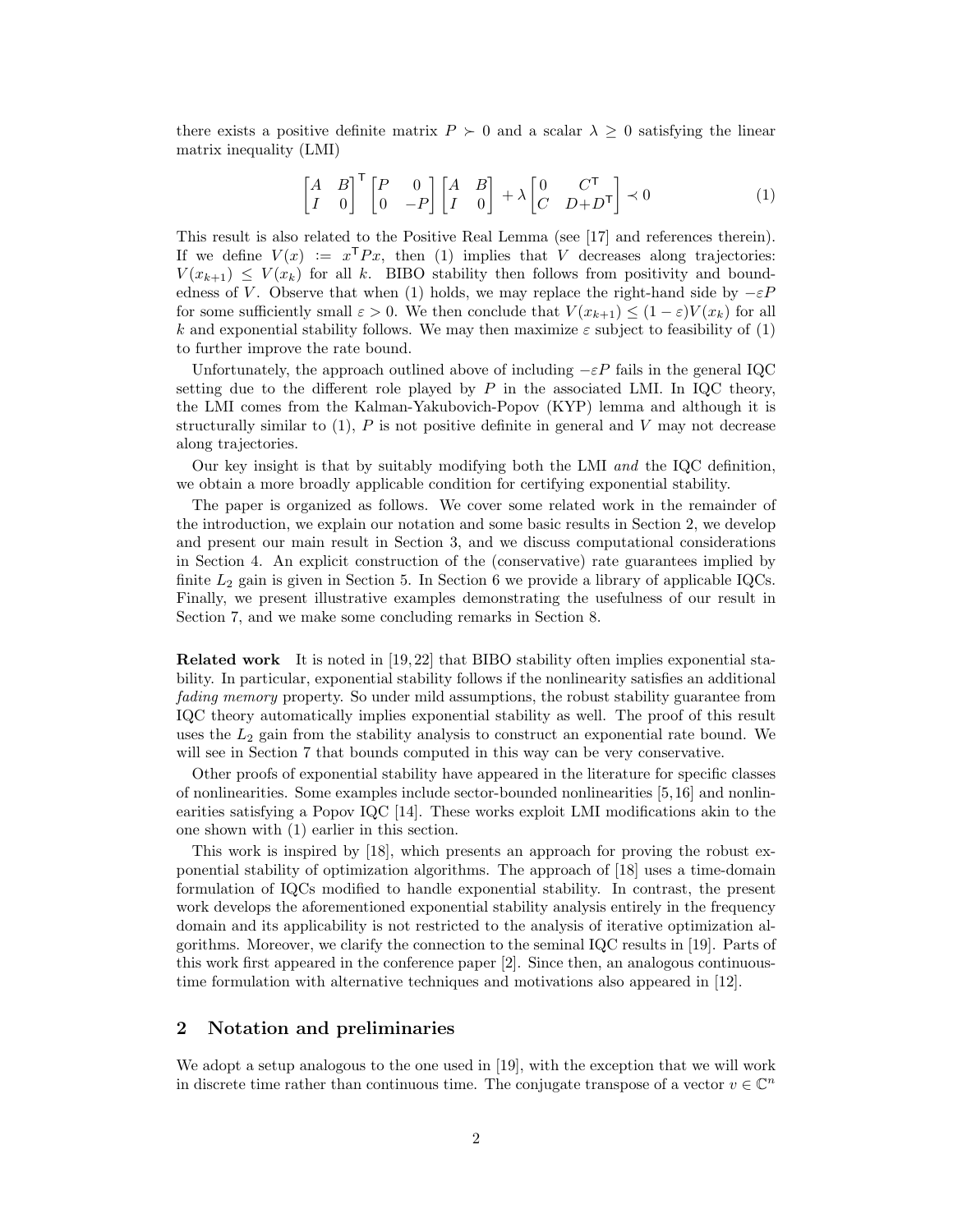there exists a positive definite matrix $P \succ 0$ and a scalar $\lambda \geq 0$ satisfying the linear matrix inequality (LMI)

$$\begin{bmatrix} A & B \\ I & 0 \end{bmatrix}^\mathsf{T} \begin{bmatrix} P & 0 \\ 0 & -P \end{bmatrix} \begin{bmatrix} A & B \\ I & 0 \end{bmatrix} + \lambda \begin{bmatrix} 0 & C^\mathsf{T} \\ C & D{+}D^\mathsf{T} \end{bmatrix} \prec 0 \tag{1}$$

This result is also related to the Positive Real Lemma (see [17] and references therein). If we define $V(x) := x^\mathsf{T} P x$, then (1) implies that $V$ decreases along trajectories: $V(x_{k+1}) \leq V(x_k)$ for all $k$. BIBO stability then follows from positivity and boundedness of $V$. Observe that when (1) holds, we may replace the right-hand side by $-\varepsilon P$ for some sufficiently small $\varepsilon > 0$. We then conclude that $V(x_{k+1}) \leq (1-\varepsilon)V(x_k)$ for all $k$ and exponential stability follows. We may then maximize $\varepsilon$ subject to feasibility of (1) to further improve the rate bound.

Unfortunately, the approach outlined above of including $-\varepsilon P$ fails in the general IQC setting due to the different role played by $P$ in the associated LMI. In IQC theory, the LMI comes from the Kalman-Yakubovich-Popov (KYP) lemma and although it is structurally similar to (1), $P$ is not positive definite in general and $V$ may not decrease along trajectories.

Our key insight is that by suitably modifying both the LMI *and* the IQC definition, we obtain a more broadly applicable condition for certifying exponential stability.

The paper is organized as follows. We cover some related work in the remainder of the introduction, we explain our notation and some basic results in Section 2, we develop and present our main result in Section 3, and we discuss computational considerations in Section 4. An explicit construction of the (conservative) rate guarantees implied by finite $L_2$ gain is given in Section 5. In Section 6 we provide a library of applicable IQCs. Finally, we present illustrative examples demonstrating the usefulness of our result in Section 7, and we make some concluding remarks in Section 8.

**Related work** It is noted in [19, 22] that BIBO stability often implies exponential stability. In particular, exponential stability follows if the nonlinearity satisfies an additional *fading memory* property. So under mild assumptions, the robust stability guarantee from IQC theory automatically implies exponential stability as well. The proof of this result uses the $L_2$ gain from the stability analysis to construct an exponential rate bound. We will see in Section 7 that bounds computed in this way can be very conservative.

Other proofs of exponential stability have appeared in the literature for specific classes of nonlinearities. Some examples include sector-bounded nonlinearities [5, 16] and nonlinearities satisfying a Popov IQC [14]. These works exploit LMI modifications akin to the one shown with (1) earlier in this section.

This work is inspired by [18], which presents an approach for proving the robust exponential stability of optimization algorithms. The approach of [18] uses a time-domain formulation of IQCs modified to handle exponential stability. In contrast, the present work develops the aforementioned exponential stability analysis entirely in the frequency domain and its applicability is not restricted to the analysis of iterative optimization algorithms. Moreover, we clarify the connection to the seminal IQC results in [19]. Parts of this work first appeared in the conference paper [2]. Since then, an analogous continuous-time formulation with alternative techniques and motivations also appeared in [12].

## 2 Notation and preliminaries

We adopt a setup analogous to the one used in [19], with the exception that we will work in discrete time rather than continuous time. The conjugate transpose of a vector $v \in \mathbb{C}^n$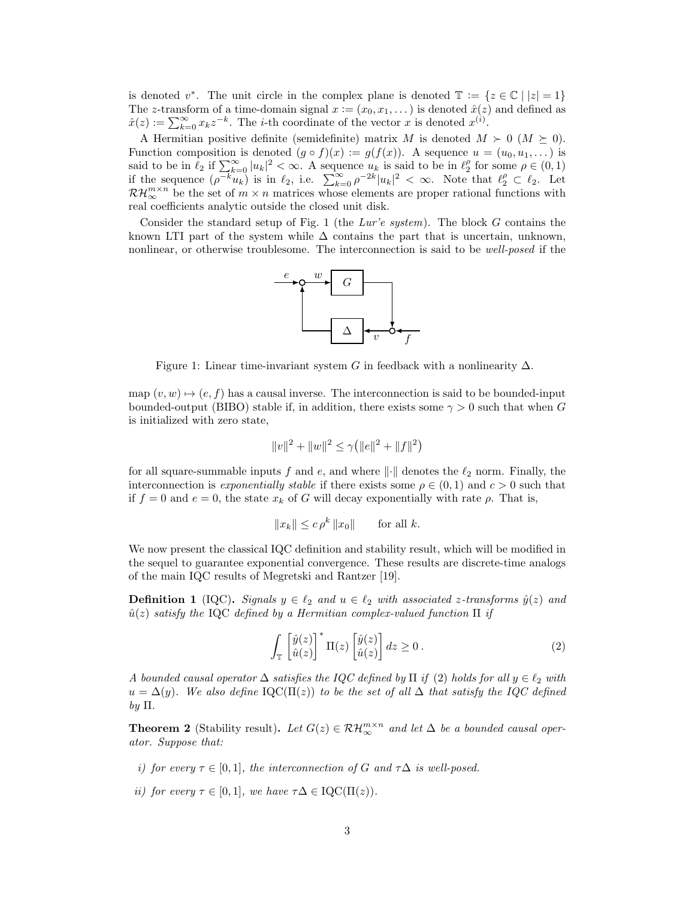is denoted $v^*$. The unit circle in the complex plane is denoted $\mathbb{T} := \{z \in \mathbb{C} \mid |z| = 1\}$ The $z$-transform of a time-domain signal $x := (x_0, x_1, \dots)$ is denoted $\hat{x}(z)$ and defined as $\hat{x}(z) := \sum_{k=0}^{\infty} x_k z^{-k}$. The $i$-th coordinate of the vector $x$ is denoted $x^{(i)}$.

A Hermitian positive definite (semidefinite) matrix $M$ is denoted $M \succ 0$ ($M \succeq 0$). Function composition is denoted $(g \circ f)(x) := g(f(x))$. A sequence $u = (u_0, u_1, \dots)$ is said to be in $\ell_2$ if $\sum_{k=0}^{\infty} |u_k|^2 < \infty$. A sequence $u_k$ is said to be in $\ell_2^\rho$ for some $\rho \in (0,1)$ if the sequence $(\rho^{-k} u_k)$ is in $\ell_2$, i.e. $\sum_{k=0}^{\infty} \rho^{-2k} |u_k|^2 < \infty$. Note that $\ell_2^\rho \subset \ell_2$. Let $\mathcal{RH}_\infty^{m \times n}$ be the set of $m \times n$ matrices whose elements are proper rational functions with real coefficients analytic outside the closed unit disk.

Consider the standard setup of Fig. 1 (the *Lur'e system*). The block $G$ contains the known LTI part of the system while $\Delta$ contains the part that is uncertain, unknown, nonlinear, or otherwise troublesome. The interconnection is said to be *well-posed* if the map $(v, w) \mapsto (e, f)$ has a causal inverse. The interconnection is said to be bounded-input bounded-output (BIBO) stable if, in addition, there exists some $\gamma > 0$ such that when $G$ is initialized with zero state,

Figure 1: Linear time-invariant system $G$ in feedback with a nonlinearity $\Delta$.

$$\|v\|^2 + \|w\|^2 \le \gamma \big( \|e\|^2 + \|f\|^2 \big)$$

for all square-summable inputs $f$ and $e$, and where $\|\cdot\|$ denotes the $\ell_2$ norm. Finally, the interconnection is *exponentially stable* if there exists some $\rho \in (0,1)$ and $c > 0$ such that if $f = 0$ and $e = 0$, the state $x_k$ of $G$ will decay exponentially with rate $\rho$. That is,

$$\|x_k\| \le c\, \rho^k \, \|x_0\| \qquad \text{for all } k.$$

We now present the classical IQC definition and stability result, which will be modified in the sequel to guarantee exponential convergence. These results are discrete-time analogs of the main IQC results of Megretski and Rantzer [19].

**Definition 1** (IQC)**.** *Signals $y \in \ell_2$ and $u \in \ell_2$ with associated $z$-transforms $\hat{y}(z)$ and $\hat{u}(z)$ satisfy the* IQC *defined by a Hermitian complex-valued function $\Pi$ if*

$$\int_{\mathbb{T}} \begin{bmatrix} \hat{y}(z) \\ \hat{u}(z) \end{bmatrix}^* \Pi(z) \begin{bmatrix} \hat{y}(z) \\ \hat{u}(z) \end{bmatrix} dz \ge 0\,. \tag{2}$$

*A bounded causal operator $\Delta$ satisfies the IQC defined by $\Pi$ if (2) holds for all $y \in \ell_2$ with $u = \Delta(y)$. We also define $\mathrm{IQC}(\Pi(z))$ to be the set of all $\Delta$ that satisfy the IQC defined by $\Pi$.*

**Theorem 2** (Stability result)**.** *Let $G(z) \in \mathcal{RH}_\infty^{m \times n}$ and let $\Delta$ be a bounded causal operator. Suppose that:*

*i) for every $\tau \in [0,1]$, the interconnection of $G$ and $\tau\Delta$ is well-posed.*

*ii) for every $\tau \in [0,1]$, we have $\tau\Delta \in \mathrm{IQC}(\Pi(z))$.*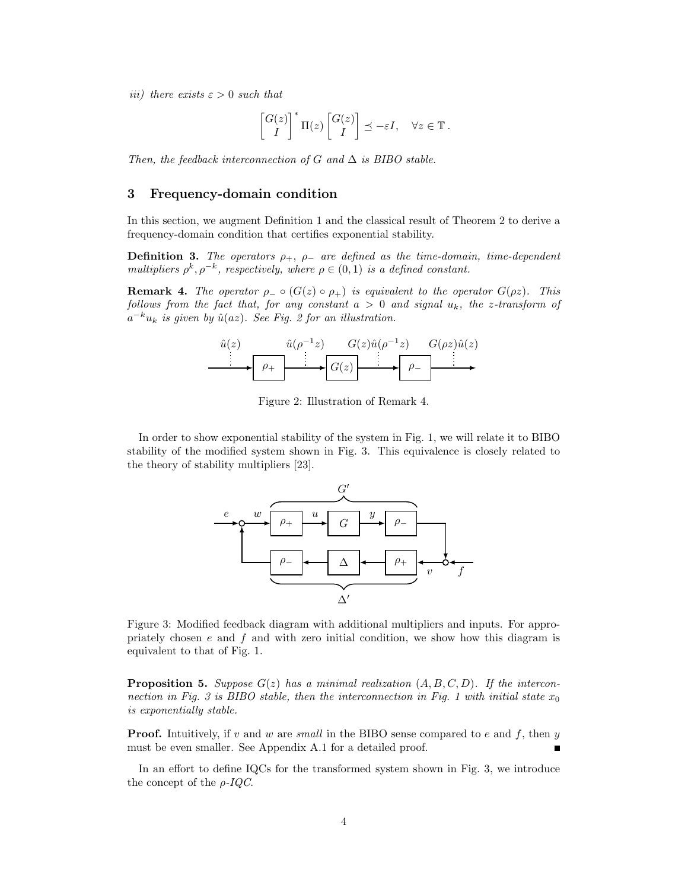*iii) there exists $\varepsilon > 0$ such that*

$$\begin{bmatrix} G(z) \\ I \end{bmatrix}^* \Pi(z) \begin{bmatrix} G(z) \\ I \end{bmatrix} \preceq -\varepsilon I, \quad \forall z \in \mathbb{T}\,.$$

*Then, the feedback interconnection of $G$ and $\Delta$ is BIBO stable.*

## 3 Frequency-domain condition

In this section, we augment Definition 1 and the classical result of Theorem 2 to derive a frequency-domain condition that certifies exponential stability.

**Definition 3.** *The operators $\rho_+$, $\rho_-$ are defined as the time-domain, time-dependent multipliers $\rho^k, \rho^{-k}$, respectively, where $\rho \in (0,1)$ is a defined constant.*

**Remark 4.** *The operator $\rho_- \circ (G(z) \circ \rho_+)$ is equivalent to the operator $G(\rho z)$. This follows from the fact that, for any constant $a > 0$ and signal $u_k$, the z-transform of $a^{-k} u_k$ is given by $\hat{u}(az)$. See Fig. 2 for an illustration.*

Figure 2: Illustration of Remark 4.

In order to show exponential stability of the system in Fig. 1, we will relate it to BIBO stability of the modified system shown in Fig. 3. This equivalence is closely related to the theory of stability multipliers [23].

Figure 3: Modified feedback diagram with additional multipliers and inputs. For appropriately chosen $e$ and $f$ and with zero initial condition, we show how this diagram is equivalent to that of Fig. 1.

**Proposition 5.** *Suppose $G(z)$ has a minimal realization $(A, B, C, D)$. If the interconnection in Fig. 3 is BIBO stable, then the interconnection in Fig. 1 with initial state $x_0$ is exponentially stable.*

**Proof.** Intuitively, if $v$ and $w$ are *small* in the BIBO sense compared to $e$ and $f$, then $y$ must be even smaller. See Appendix A.1 for a detailed proof. ∎

In an effort to define IQCs for the transformed system shown in Fig. 3, we introduce the concept of the *$\rho$-IQC*.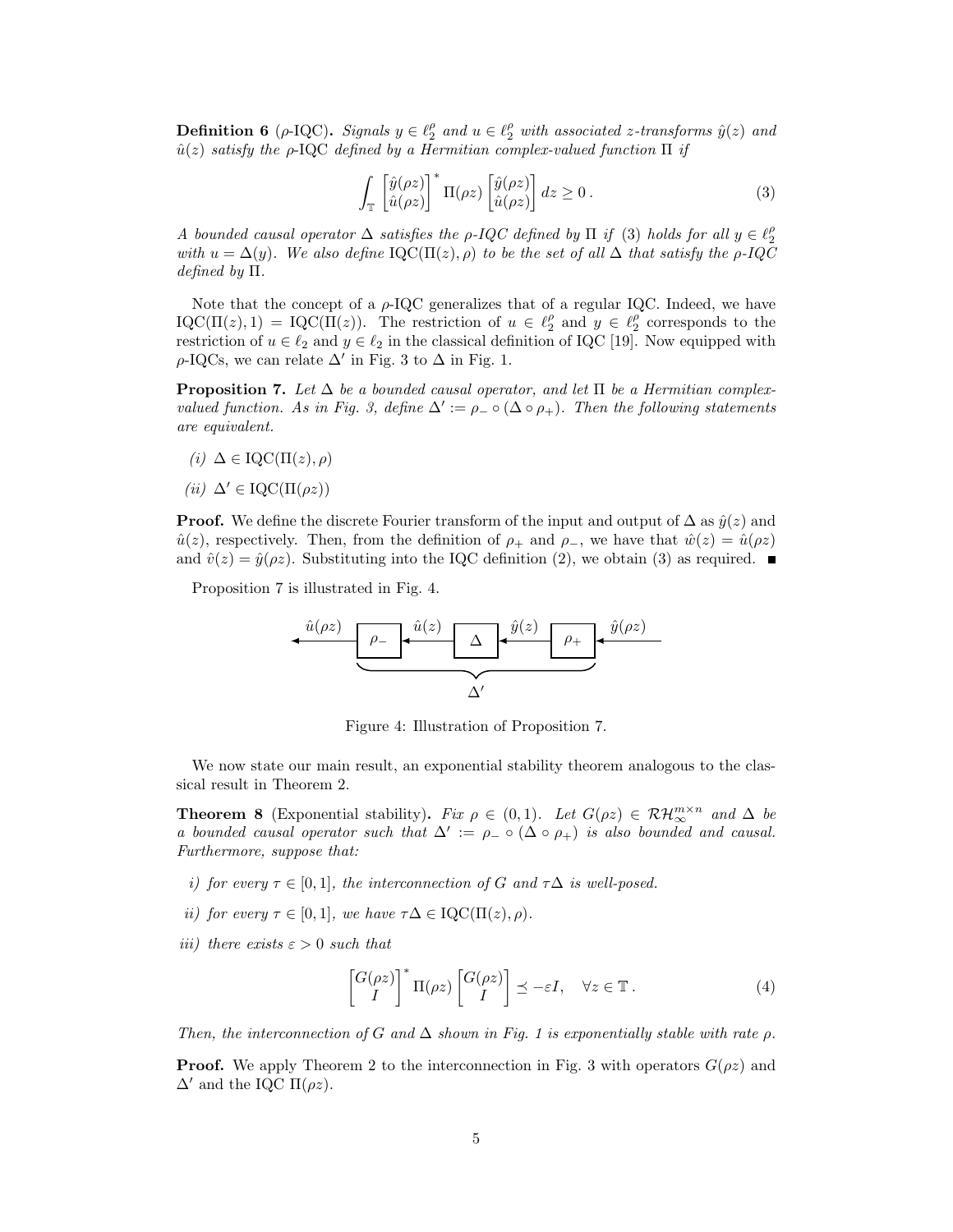**Definition 6** ($\rho$-IQC)**.** *Signals $y \in \ell_2^\rho$ and $u \in \ell_2^\rho$ with associated z-transforms $\hat{y}(z)$ and $\hat{u}(z)$ satisfy the $\rho$-IQC defined by a Hermitian complex-valued function $\Pi$ if*

$$\int_{\mathbb{T}} \begin{bmatrix} \hat{y}(\rho z) \\ \hat{u}(\rho z) \end{bmatrix}^* \Pi(\rho z) \begin{bmatrix} \hat{y}(\rho z) \\ \hat{u}(\rho z) \end{bmatrix} dz \geq 0 \,. \tag{3}$$

*A bounded causal operator $\Delta$ satisfies the $\rho$-IQC defined by $\Pi$ if (3) holds for all $y \in \ell_2^\rho$ with $u = \Delta(y)$. We also define $\mathrm{IQC}(\Pi(z), \rho)$ to be the set of all $\Delta$ that satisfy the $\rho$-IQC defined by $\Pi$.*

Note that the concept of a $\rho$-IQC generalizes that of a regular IQC. Indeed, we have $\mathrm{IQC}(\Pi(z), 1) = \mathrm{IQC}(\Pi(z))$. The restriction of $u \in \ell_2^\rho$ and $y \in \ell_2^\rho$ corresponds to the restriction of $u \in \ell_2$ and $y \in \ell_2$ in the classical definition of IQC [19]. Now equipped with $\rho$-IQCs, we can relate $\Delta'$ in Fig. 3 to $\Delta$ in Fig. 1.

**Proposition 7.** *Let $\Delta$ be a bounded causal operator, and let $\Pi$ be a Hermitian complex-valued function. As in Fig. 3, define $\Delta' := \rho_- \circ (\Delta \circ \rho_+)$. Then the following statements are equivalent.*

*(i)* $\Delta \in \mathrm{IQC}(\Pi(z), \rho)$

*(ii)* $\Delta' \in \mathrm{IQC}(\Pi(\rho z))$

**Proof.** We define the discrete Fourier transform of the input and output of $\Delta$ as $\hat{y}(z)$ and $\hat{u}(z)$, respectively. Then, from the definition of $\rho_+$ and $\rho_-$, we have that $\hat{w}(z) = \hat{u}(\rho z)$ and $\hat{v}(z) = \hat{y}(\rho z)$. Substituting into the IQC definition (2), we obtain (3) as required. ∎

Proposition 7 is illustrated in Fig. 4.

$\hat{u}(\rho z)$ ← $\rho_-$ ← $\hat{u}(z)$ ← $\Delta$ ← $\hat{y}(z)$ ← $\rho_+$ ← $\hat{y}(\rho z)$ (composite: $\Delta'$)

Figure 4: Illustration of Proposition 7.

We now state our main result, an exponential stability theorem analogous to the classical result in Theorem 2.

**Theorem 8** (Exponential stability)**.** *Fix $\rho \in (0, 1)$. Let $G(\rho z) \in \mathcal{RH}_\infty^{m \times n}$ and $\Delta$ be a bounded causal operator such that $\Delta' := \rho_- \circ (\Delta \circ \rho_+)$ is also bounded and causal. Furthermore, suppose that:*

*i) for every $\tau \in [0, 1]$, the interconnection of $G$ and $\tau\Delta$ is well-posed.*

*ii) for every $\tau \in [0, 1]$, we have $\tau\Delta \in \mathrm{IQC}(\Pi(z), \rho)$.*

*iii) there exists $\varepsilon > 0$ such that*

$$\begin{bmatrix} G(\rho z) \\ I \end{bmatrix}^* \Pi(\rho z) \begin{bmatrix} G(\rho z) \\ I \end{bmatrix} \preceq -\varepsilon I, \quad \forall z \in \mathbb{T} \,. \tag{4}$$

*Then, the interconnection of $G$ and $\Delta$ shown in Fig. 1 is exponentially stable with rate $\rho$.*

**Proof.** We apply Theorem 2 to the interconnection in Fig. 3 with operators $G(\rho z)$ and $\Delta'$ and the IQC $\Pi(\rho z)$.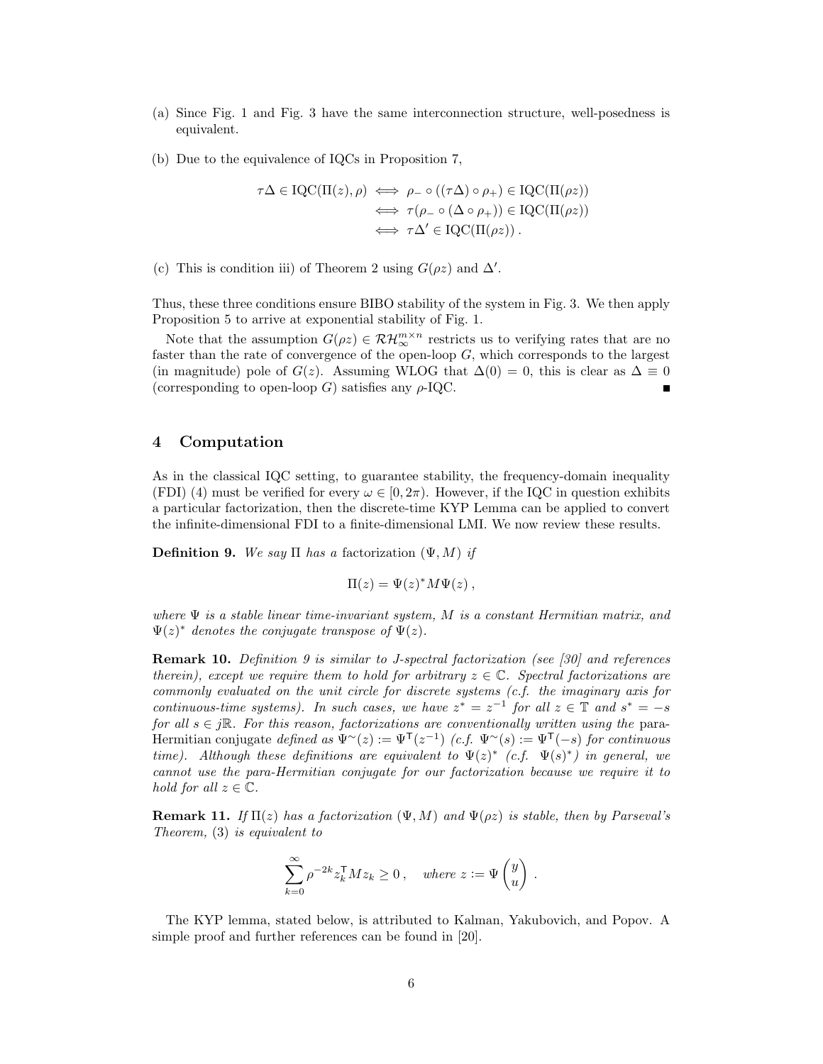(a) Since Fig. 1 and Fig. 3 have the same interconnection structure, well-posedness is equivalent.

(b) Due to the equivalence of IQCs in Proposition 7,

$$
\begin{aligned}
\tau\Delta \in \mathrm{IQC}(\Pi(z),\rho) &\iff \rho_- \circ ((\tau\Delta)\circ \rho_+) \in \mathrm{IQC}(\Pi(\rho z)) \\
&\iff \tau(\rho_- \circ (\Delta \circ \rho_+)) \in \mathrm{IQC}(\Pi(\rho z)) \\
&\iff \tau\Delta' \in \mathrm{IQC}(\Pi(\rho z))\,.
\end{aligned}
$$

(c) This is condition iii) of Theorem 2 using $G(\rho z)$ and $\Delta'$.

Thus, these three conditions ensure BIBO stability of the system in Fig. 3. We then apply Proposition 5 to arrive at exponential stability of Fig. 1.

Note that the assumption $G(\rho z) \in \mathcal{RH}_\infty^{m\times n}$ restricts us to verifying rates that are no faster than the rate of convergence of the open-loop $G$, which corresponds to the largest (in magnitude) pole of $G(z)$. Assuming WLOG that $\Delta(0) = 0$, this is clear as $\Delta \equiv 0$ (corresponding to open-loop $G$) satisfies any $\rho$-IQC. ∎

## 4 Computation

As in the classical IQC setting, to guarantee stability, the frequency-domain inequality (FDI) (4) must be verified for every $\omega \in [0, 2\pi)$. However, if the IQC in question exhibits a particular factorization, then the discrete-time KYP Lemma can be applied to convert the infinite-dimensional FDI to a finite-dimensional LMI. We now review these results.

**Definition 9.** *We say $\Pi$ has a* factorization $(\Psi, M)$ *if*

$$
\Pi(z) = \Psi(z)^* M \Psi(z)\,,
$$

*where $\Psi$ is a stable linear time-invariant system, $M$ is a constant Hermitian matrix, and $\Psi(z)^*$ denotes the conjugate transpose of $\Psi(z)$.*

**Remark 10.** *Definition 9 is similar to J-spectral factorization (see [30] and references therein), except we require them to hold for arbitrary $z \in \mathbb{C}$. Spectral factorizations are commonly evaluated on the unit circle for discrete systems (c.f. the imaginary axis for continuous-time systems). In such cases, we have $z^* = z^{-1}$ for all $z \in \mathbb{T}$ and $s^* = -s$ for all $s \in j\mathbb{R}$. For this reason, factorizations are conventionally written using the* para-Hermitian conjugate *defined as $\Psi^\sim(z) := \Psi^\mathsf{T}(z^{-1})$ (c.f. $\Psi^\sim(s) := \Psi^\mathsf{T}(-s)$ for continuous time). Although these definitions are equivalent to $\Psi(z)^*$ (c.f. $\Psi(s)^*$) in general, we cannot use the para-Hermitian conjugate for our factorization because we require it to hold for all $z \in \mathbb{C}$.*

**Remark 11.** *If $\Pi(z)$ has a factorization $(\Psi, M)$ and $\Psi(\rho z)$ is stable, then by Parseval's Theorem,* (3) *is equivalent to*

$$
\sum_{k=0}^{\infty} \rho^{-2k} z_k^\mathsf{T} M z_k \ge 0\,, \quad \text{where } z := \Psi \begin{pmatrix} y \\ u \end{pmatrix}\,.
$$

The KYP lemma, stated below, is attributed to Kalman, Yakubovich, and Popov. A simple proof and further references can be found in [20].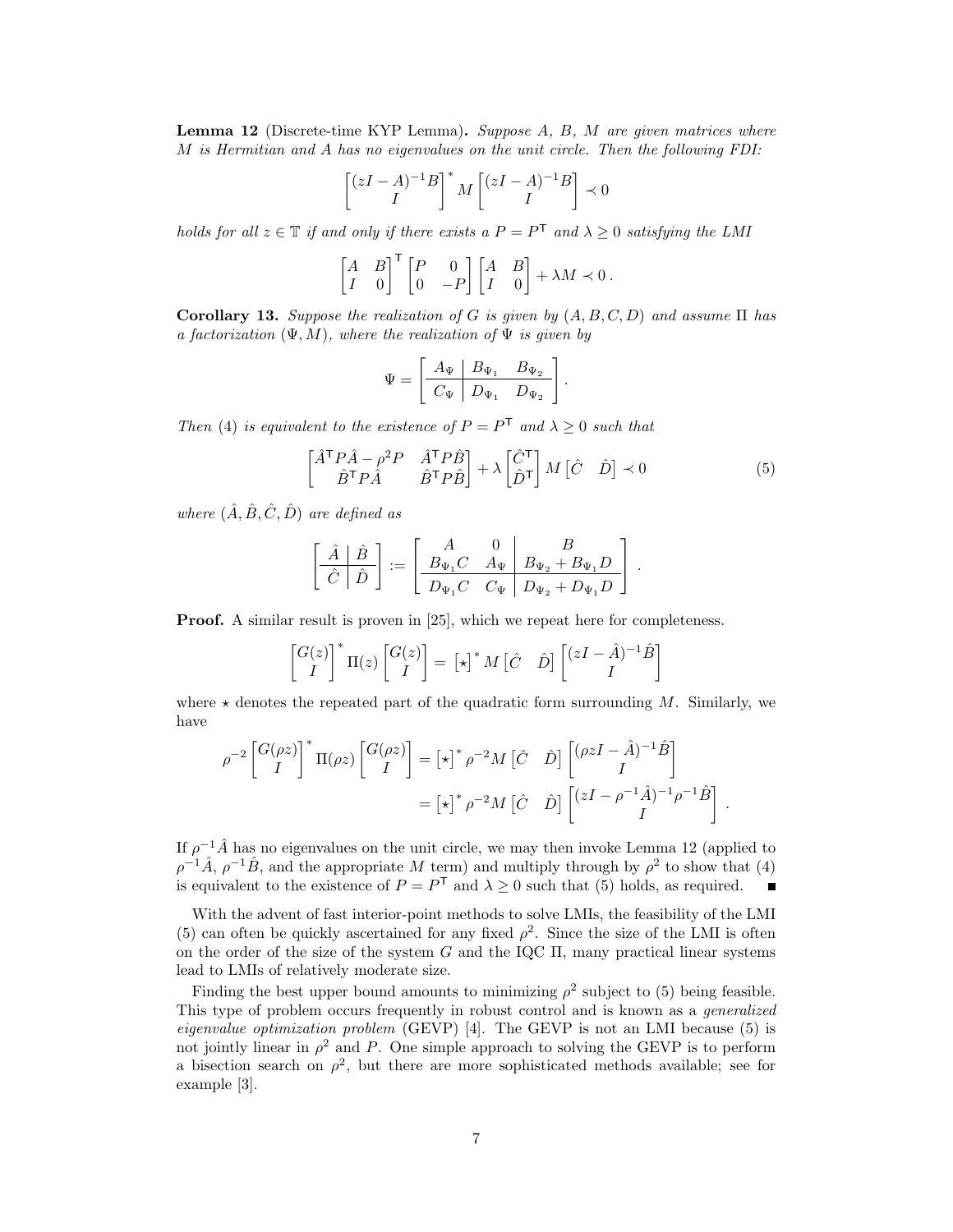**Lemma 12** (Discrete-time KYP Lemma)**.** *Suppose $A$, $B$, $M$ are given matrices where $M$ is Hermitian and $A$ has no eigenvalues on the unit circle. Then the following FDI:*

$$\begin{bmatrix} (zI - A)^{-1}B \\ I \end{bmatrix}^* M \begin{bmatrix} (zI - A)^{-1}B \\ I \end{bmatrix} \prec 0$$

*holds for all $z \in \mathbb{T}$ if and only if there exists a $P = P^\mathsf{T}$ and $\lambda \geq 0$ satisfying the LMI*

$$\begin{bmatrix} A & B \\ I & 0 \end{bmatrix}^\mathsf{T} \begin{bmatrix} P & 0 \\ 0 & -P \end{bmatrix} \begin{bmatrix} A & B \\ I & 0 \end{bmatrix} + \lambda M \prec 0 \,.$$

**Corollary 13.** *Suppose the realization of $G$ is given by $(A, B, C, D)$ and assume $\Pi$ has a factorization $(\Psi, M)$, where the realization of $\Psi$ is given by*

$$\Psi = \left[ \begin{array}{c|cc} A_\Psi & B_{\Psi_1} & B_{\Psi_2} \\ \hline C_\Psi & D_{\Psi_1} & D_{\Psi_2} \end{array} \right].$$

*Then (4) is equivalent to the existence of $P = P^\mathsf{T}$ and $\lambda \geq 0$ such that*

$$\begin{bmatrix} \hat{A}^\mathsf{T} P \hat{A} - \rho^2 P & \hat{A}^\mathsf{T} P \hat{B} \\ \hat{B}^\mathsf{T} P \hat{A} & \hat{B}^\mathsf{T} P \hat{B} \end{bmatrix} + \lambda \begin{bmatrix} \hat{C}^\mathsf{T} \\ \hat{D}^\mathsf{T} \end{bmatrix} M \begin{bmatrix} \hat{C} & \hat{D} \end{bmatrix} \prec 0 \tag{5}$$

*where $(\hat{A}, \hat{B}, \hat{C}, \hat{D})$ are defined as*

$$\left[ \begin{array}{c|c} \hat{A} & \hat{B} \\ \hline \hat{C} & \hat{D} \end{array} \right] := \left[ \begin{array}{cc|c} A & 0 & B \\ B_{\Psi_1} C & A_\Psi & B_{\Psi_2} + B_{\Psi_1} D \\ \hline D_{\Psi_1} C & C_\Psi & D_{\Psi_2} + D_{\Psi_1} D \end{array} \right].$$

**Proof.** A similar result is proven in [25], which we repeat here for completeness.

$$\begin{bmatrix} G(z) \\ I \end{bmatrix}^* \Pi(z) \begin{bmatrix} G(z) \\ I \end{bmatrix} = \begin{bmatrix} \star \end{bmatrix}^* M \begin{bmatrix} \hat{C} & \hat{D} \end{bmatrix} \begin{bmatrix} (zI - \hat{A})^{-1}\hat{B} \\ I \end{bmatrix}$$

where $\star$ denotes the repeated part of the quadratic form surrounding $M$. Similarly, we have

$$\begin{aligned} \rho^{-2} \begin{bmatrix} G(\rho z) \\ I \end{bmatrix}^* \Pi(\rho z) \begin{bmatrix} G(\rho z) \\ I \end{bmatrix} &= \begin{bmatrix} \star \end{bmatrix}^* \rho^{-2} M \begin{bmatrix} \hat{C} & \hat{D} \end{bmatrix} \begin{bmatrix} (\rho z I - \hat{A})^{-1}\hat{B} \\ I \end{bmatrix} \\ &= \begin{bmatrix} \star \end{bmatrix}^* \rho^{-2} M \begin{bmatrix} \hat{C} & \hat{D} \end{bmatrix} \begin{bmatrix} (zI - \rho^{-1}\hat{A})^{-1}\rho^{-1}\hat{B} \\ I \end{bmatrix}. \end{aligned}$$

If $\rho^{-1}\hat{A}$ has no eigenvalues on the unit circle, we may then invoke Lemma 12 (applied to $\rho^{-1}\hat{A}$, $\rho^{-1}\hat{B}$, and the appropriate $M$ term) and multiply through by $\rho^2$ to show that (4) is equivalent to the existence of $P = P^\mathsf{T}$ and $\lambda \geq 0$ such that (5) holds, as required. ∎

With the advent of fast interior-point methods to solve LMIs, the feasibility of the LMI (5) can often be quickly ascertained for any fixed $\rho^2$. Since the size of the LMI is often on the order of the size of the system $G$ and the IQC $\Pi$, many practical linear systems lead to LMIs of relatively moderate size.

Finding the best upper bound amounts to minimizing $\rho^2$ subject to (5) being feasible. This type of problem occurs frequently in robust control and is known as a *generalized eigenvalue optimization problem* (GEVP) [4]. The GEVP is not an LMI because (5) is not jointly linear in $\rho^2$ and $P$. One simple approach to solving the GEVP is to perform a bisection search on $\rho^2$, but there are more sophisticated methods available; see for example [3].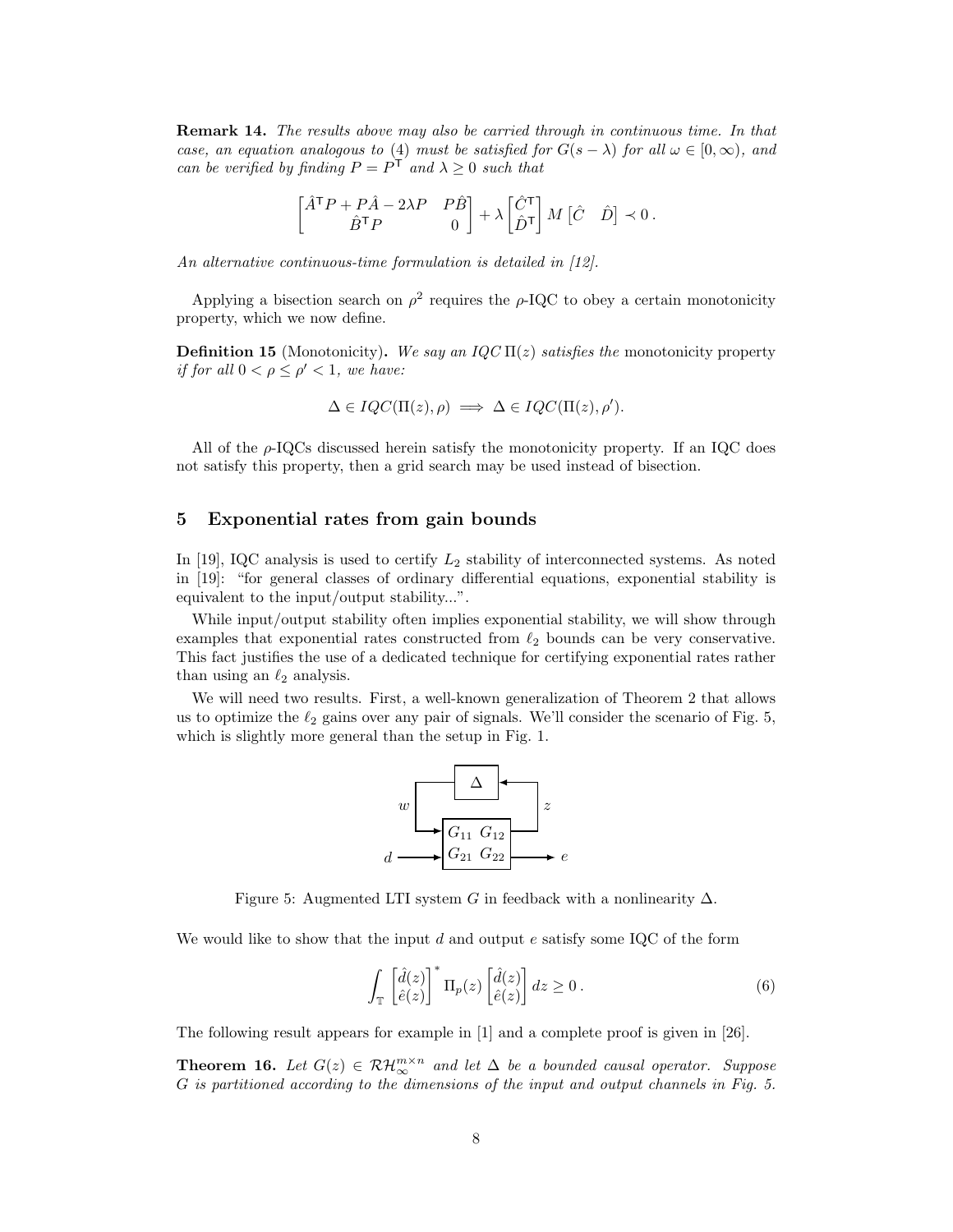**Remark 14.** *The results above may also be carried through in continuous time. In that case, an equation analogous to (4) must be satisfied for $G(s-\lambda)$ for all $\omega \in [0,\infty)$, and can be verified by finding $P = P^{\mathsf{T}}$ and $\lambda \geq 0$ such that*

$$\begin{bmatrix} \hat{A}^{\mathsf{T}}P + P\hat{A} - 2\lambda P & P\hat{B} \\ \hat{B}^{\mathsf{T}}P & 0 \end{bmatrix} + \lambda \begin{bmatrix} \hat{C}^{\mathsf{T}} \\ \hat{D}^{\mathsf{T}} \end{bmatrix} M \begin{bmatrix} \hat{C} & \hat{D} \end{bmatrix} \prec 0 \,.$$

*An alternative continuous-time formulation is detailed in [12].*

Applying a bisection search on $\rho^2$ requires the $\rho$-IQC to obey a certain monotonicity property, which we now define.

**Definition 15** (Monotonicity)**.** *We say an IQC $\Pi(z)$ satisfies the* monotonicity property *if for all $0 < \rho \leq \rho' < 1$, we have:*

$$\Delta \in IQC(\Pi(z), \rho) \implies \Delta \in IQC(\Pi(z), \rho').$$

All of the $\rho$-IQCs discussed herein satisfy the monotonicity property. If an IQC does not satisfy this property, then a grid search may be used instead of bisection.

## 5 Exponential rates from gain bounds

In [19], IQC analysis is used to certify $L_2$ stability of interconnected systems. As noted in [19]: "for general classes of ordinary differential equations, exponential stability is equivalent to the input/output stability...".

While input/output stability often implies exponential stability, we will show through examples that exponential rates constructed from $\ell_2$ bounds can be very conservative. This fact justifies the use of a dedicated technique for certifying exponential rates rather than using an $\ell_2$ analysis.

We will need two results. First, a well-known generalization of Theorem 2 that allows us to optimize the $\ell_2$ gains over any pair of signals. We'll consider the scenario of Fig. 5, which is slightly more general than the setup in Fig. 1.

Figure 5: Augmented LTI system $G$ in feedback with a nonlinearity $\Delta$.

We would like to show that the input $d$ and output $e$ satisfy some IQC of the form

$$\int_{\mathbb{T}} \begin{bmatrix} \hat{d}(z) \\ \hat{e}(z) \end{bmatrix}^* \Pi_p(z) \begin{bmatrix} \hat{d}(z) \\ \hat{e}(z) \end{bmatrix} dz \geq 0 \,. \tag{6}$$

The following result appears for example in [1] and a complete proof is given in [26].

**Theorem 16.** *Let $G(z) \in \mathcal{RH}_\infty^{m\times n}$ and let $\Delta$ be a bounded causal operator. Suppose $G$ is partitioned according to the dimensions of the input and output channels in Fig. 5.*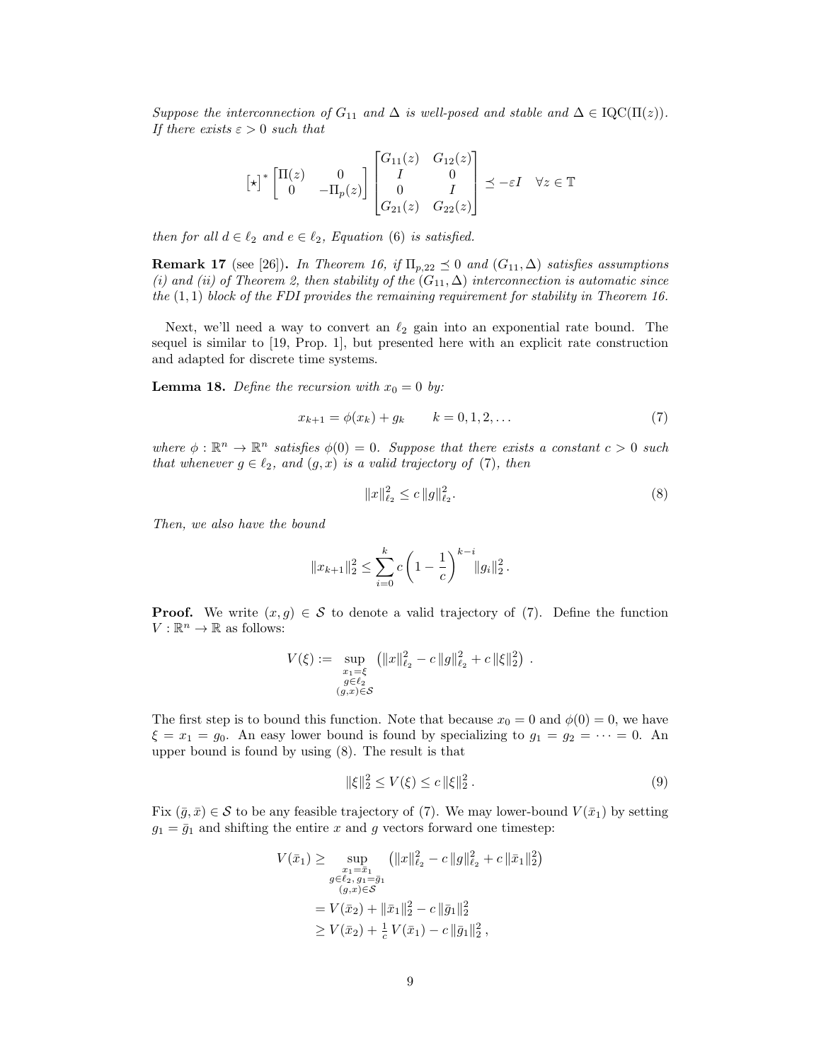*Suppose the interconnection of $G_{11}$ and $\Delta$ is well-posed and stable and $\Delta \in \mathrm{IQC}(\Pi(z))$. If there exists $\varepsilon > 0$ such that*

$$\begin{bmatrix}\star\end{bmatrix}^* \begin{bmatrix} \Pi(z) & 0 \\ 0 & -\Pi_p(z) \end{bmatrix} \begin{bmatrix} G_{11}(z) & G_{12}(z) \\ I & 0 \\ 0 & I \\ G_{21}(z) & G_{22}(z) \end{bmatrix} \preceq -\varepsilon I \quad \forall z \in \mathbb{T}$$

*then for all $d \in \ell_2$ and $e \in \ell_2$, Equation (6) is satisfied.*

**Remark 17** (see [26]). *In Theorem 16, if $\Pi_{p,22} \preceq 0$ and $(G_{11}, \Delta)$ satisfies assumptions (i) and (ii) of Theorem 2, then stability of the $(G_{11}, \Delta)$ interconnection is automatic since the $(1,1)$ block of the FDI provides the remaining requirement for stability in Theorem 16.*

Next, we'll need a way to convert an $\ell_2$ gain into an exponential rate bound. The sequel is similar to [19, Prop. 1], but presented here with an explicit rate construction and adapted for discrete time systems.

**Lemma 18.** *Define the recursion with $x_0 = 0$ by:*

$$x_{k+1} = \phi(x_k) + g_k \qquad k = 0, 1, 2, \ldots \tag{7}$$

*where $\phi : \mathbb{R}^n \to \mathbb{R}^n$ satisfies $\phi(0) = 0$. Suppose that there exists a constant $c > 0$ such that whenever $g \in \ell_2$, and $(g, x)$ is a valid trajectory of (7), then*

$$\|x\|_{\ell_2}^2 \le c \, \|g\|_{\ell_2}^2. \tag{8}$$

*Then, we also have the bound*

$$\|x_{k+1}\|_2^2 \le \sum_{i=0}^{k} c \left(1 - \frac{1}{c}\right)^{k-i} \|g_i\|_2^2 .$$

**Proof.** We write $(x, g) \in \mathcal{S}$ to denote a valid trajectory of (7). Define the function $V : \mathbb{R}^n \to \mathbb{R}$ as follows:

$$V(\xi) := \sup_{\substack{x_1 = \xi \\ g \in \ell_2 \\ (g,x) \in \mathcal{S}}} \left( \|x\|_{\ell_2}^2 - c \, \|g\|_{\ell_2}^2 + c \, \|\xi\|_2^2 \right) .$$

The first step is to bound this function. Note that because $x_0 = 0$ and $\phi(0) = 0$, we have $\xi = x_1 = g_0$. An easy lower bound is found by specializing to $g_1 = g_2 = \cdots = 0$. An upper bound is found by using (8). The result is that

$$\|\xi\|_2^2 \le V(\xi) \le c \, \|\xi\|_2^2 . \tag{9}$$

Fix $(\bar{g}, \bar{x}) \in \mathcal{S}$ to be any feasible trajectory of (7). We may lower-bound $V(\bar{x}_1)$ by setting $g_1 = \bar{g}_1$ and shifting the entire $x$ and $g$ vectors forward one timestep:

$$\begin{aligned} V(\bar{x}_1) &\ge \sup_{\substack{x_1 = \bar{x}_1 \\ g \in \ell_2, \, g_1 = \bar{g}_1 \\ (g,x) \in \mathcal{S}}} \left( \|x\|_{\ell_2}^2 - c \, \|g\|_{\ell_2}^2 + c \, \|\bar{x}_1\|_2^2 \right) \\ &= V(\bar{x}_2) + \|\bar{x}_1\|_2^2 - c \, \|\bar{g}_1\|_2^2 \\ &\ge V(\bar{x}_2) + \tfrac{1}{c} \, V(\bar{x}_1) - c \, \|\bar{g}_1\|_2^2 , \end{aligned}$$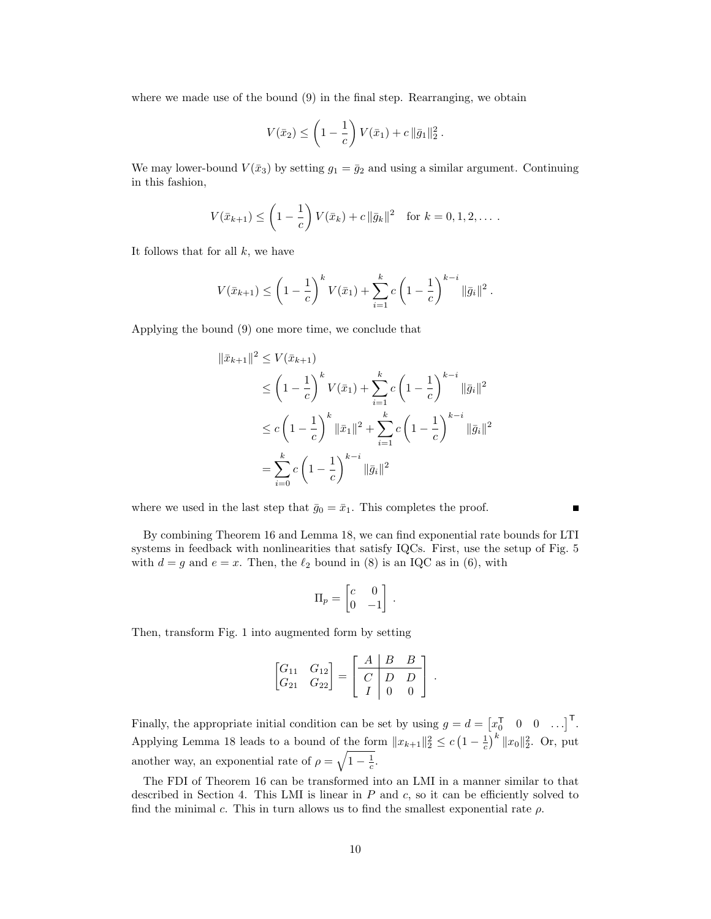where we made use of the bound (9) in the final step. Rearranging, we obtain

$$V(\bar{x}_2) \leq \left(1 - \frac{1}{c}\right) V(\bar{x}_1) + c\,\|\bar{g}_1\|_2^2 \,.$$

We may lower-bound $V(\bar{x}_3)$ by setting $g_1 = \bar{g}_2$ and using a similar argument. Continuing in this fashion,

$$V(\bar{x}_{k+1}) \leq \left(1 - \frac{1}{c}\right) V(\bar{x}_k) + c\,\|\bar{g}_k\|^2 \quad \text{for } k = 0, 1, 2, \dots \,.$$

It follows that for all $k$, we have

$$V(\bar{x}_{k+1}) \leq \left(1 - \frac{1}{c}\right)^k V(\bar{x}_1) + \sum_{i=1}^{k} c \left(1 - \frac{1}{c}\right)^{k-i} \|\bar{g}_i\|^2 \,.$$

Applying the bound (9) one more time, we conclude that

$$\begin{aligned}
\|\bar{x}_{k+1}\|^2 &\leq V(\bar{x}_{k+1}) \\
&\leq \left(1 - \frac{1}{c}\right)^k V(\bar{x}_1) + \sum_{i=1}^{k} c \left(1 - \frac{1}{c}\right)^{k-i} \|\bar{g}_i\|^2 \\
&\leq c\left(1 - \frac{1}{c}\right)^k \|\bar{x}_1\|^2 + \sum_{i=1}^{k} c \left(1 - \frac{1}{c}\right)^{k-i} \|\bar{g}_i\|^2 \\
&= \sum_{i=0}^{k} c \left(1 - \frac{1}{c}\right)^{k-i} \|\bar{g}_i\|^2
\end{aligned}$$

where we used in the last step that $\bar{g}_0 = \bar{x}_1$. This completes the proof. ∎

By combining Theorem 16 and Lemma 18, we can find exponential rate bounds for LTI systems in feedback with nonlinearities that satisfy IQCs. First, use the setup of Fig. 5 with $d = g$ and $e = x$. Then, the $\ell_2$ bound in (8) is an IQC as in (6), with

$$\Pi_p = \begin{bmatrix} c & 0 \\ 0 & -1 \end{bmatrix} \,.$$

Then, transform Fig. 1 into augmented form by setting

$$\begin{bmatrix} G_{11} & G_{12} \\ G_{21} & G_{22} \end{bmatrix} = \left[\begin{array}{c|cc} A & B & B \\ \hline C & D & D \\ I & 0 & 0 \end{array}\right] \,.$$

Finally, the appropriate initial condition can be set by using $g = d = \begin{bmatrix} x_0^\mathsf{T} & 0 & 0 & \dots \end{bmatrix}^\mathsf{T}$. Applying Lemma 18 leads to a bound of the form $\|x_{k+1}\|_2^2 \leq c\left(1 - \frac{1}{c}\right)^k \|x_0\|_2^2$. Or, put another way, an exponential rate of $\rho = \sqrt{1 - \frac{1}{c}}$.

The FDI of Theorem 16 can be transformed into an LMI in a manner similar to that described in Section 4. This LMI is linear in $P$ and $c$, so it can be efficiently solved to find the minimal $c$. This in turn allows us to find the smallest exponential rate $\rho$.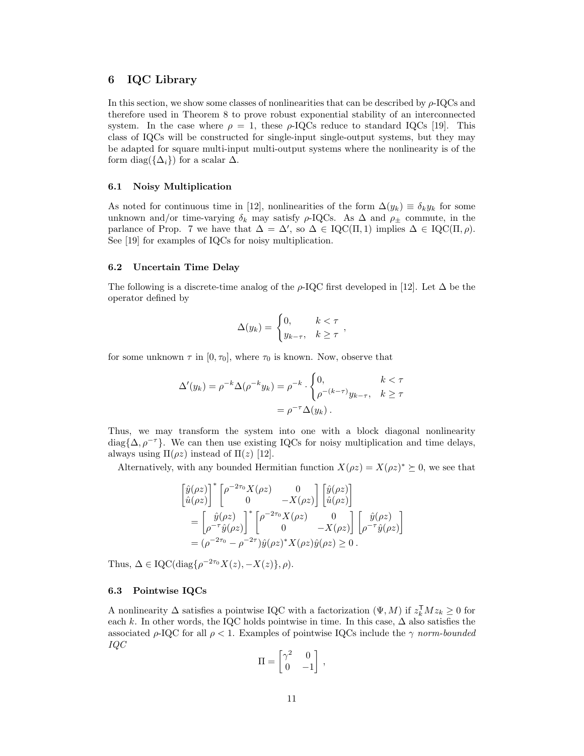## 6 IQC Library

In this section, we show some classes of nonlinearities that can be described by $\rho$-IQCs and therefore used in Theorem 8 to prove robust exponential stability of an interconnected system. In the case where $\rho = 1$, these $\rho$-IQCs reduce to standard IQCs [19]. This class of IQCs will be constructed for single-input single-output systems, but they may be adapted for square multi-input multi-output systems where the nonlinearity is of the form $\operatorname{diag}(\{\Delta_i\})$ for a scalar $\Delta$.

### 6.1 Noisy Multiplication

As noted for continuous time in [12], nonlinearities of the form $\Delta(y_k) \equiv \delta_k y_k$ for some unknown and/or time-varying $\delta_k$ may satisfy $\rho$-IQCs. As $\Delta$ and $\rho_\pm$ commute, in the parlance of Prop. 7 we have that $\Delta = \Delta'$, so $\Delta \in \mathrm{IQC}(\Pi, 1)$ implies $\Delta \in \mathrm{IQC}(\Pi, \rho)$. See [19] for examples of IQCs for noisy multiplication.

### 6.2 Uncertain Time Delay

The following is a discrete-time analog of the $\rho$-IQC first developed in [12]. Let $\Delta$ be the operator defined by

$$\Delta(y_k) = \begin{cases} 0, & k < \tau \\ y_{k-\tau}, & k \geq \tau \end{cases},$$

for some unknown $\tau$ in $[0, \tau_0]$, where $\tau_0$ is known. Now, observe that

$$\begin{aligned} \Delta'(y_k) = \rho^{-k}\Delta(\rho^{-k} y_k) &= \rho^{-k} \cdot \begin{cases} 0, & k < \tau \\ \rho^{-(k-\tau)} y_{k-\tau}, & k \geq \tau \end{cases} \\ &= \rho^{-\tau}\Delta(y_k)\,. \end{aligned}$$

Thus, we may transform the system into one with a block diagonal nonlinearity $\operatorname{diag}\{\Delta, \rho^{-\tau}\}$. We can then use existing IQCs for noisy multiplication and time delays, always using $\Pi(\rho z)$ instead of $\Pi(z)$ [12].

Alternatively, with any bounded Hermitian function $X(\rho z) = X(\rho z)^* \succeq 0$, we see that

$$\begin{aligned} &\begin{bmatrix} \hat{y}(\rho z) \\ \hat{u}(\rho z) \end{bmatrix}^* \begin{bmatrix} \rho^{-2\tau_0} X(\rho z) & 0 \\ 0 & -X(\rho z) \end{bmatrix} \begin{bmatrix} \hat{y}(\rho z) \\ \hat{u}(\rho z) \end{bmatrix} \\ &\quad = \begin{bmatrix} \hat{y}(\rho z) \\ \rho^{-\tau}\hat{y}(\rho z) \end{bmatrix}^* \begin{bmatrix} \rho^{-2\tau_0} X(\rho z) & 0 \\ 0 & -X(\rho z) \end{bmatrix} \begin{bmatrix} \hat{y}(\rho z) \\ \rho^{-\tau}\hat{y}(\rho z) \end{bmatrix} \\ &\quad = (\rho^{-2\tau_0} - \rho^{-2\tau})\hat{y}(\rho z)^* X(\rho z)\hat{y}(\rho z) \geq 0\,. \end{aligned}$$

Thus, $\Delta \in \mathrm{IQC}(\operatorname{diag}\{\rho^{-2\tau_0} X(z), -X(z)\}, \rho)$.

### 6.3 Pointwise IQCs

A nonlinearity $\Delta$ satisfies a pointwise IQC with a factorization $(\Psi, M)$ if $z_k^\mathsf{T} M z_k \geq 0$ for each $k$. In other words, the IQC holds pointwise in time. In this case, $\Delta$ also satisfies the associated $\rho$-IQC for all $\rho < 1$. Examples of pointwise IQCs include the $\gamma$ *norm-bounded IQC*

$$\Pi = \begin{bmatrix} \gamma^2 & 0 \\ 0 & -1 \end{bmatrix},$$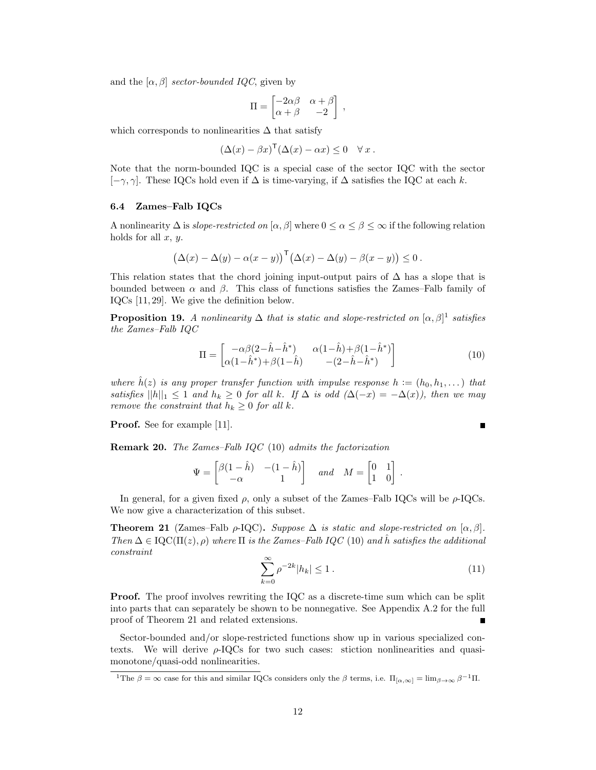and the $[\alpha, \beta]$ *sector-bounded IQC*, given by

$$\Pi = \begin{bmatrix} -2\alpha\beta & \alpha+\beta \\ \alpha+\beta & -2 \end{bmatrix} ,$$

which corresponds to nonlinearities $\Delta$ that satisfy

$$(\Delta(x) - \beta x)^{\mathsf{T}}(\Delta(x) - \alpha x) \leq 0 \quad \forall\, x \,.$$

Note that the norm-bounded IQC is a special case of the sector IQC with the sector $[-\gamma, \gamma]$. These IQCs hold even if $\Delta$ is time-varying, if $\Delta$ satisfies the IQC at each $k$.

### 6.4 Zames–Falb IQCs

A nonlinearity $\Delta$ is *slope-restricted on* $[\alpha, \beta]$ where $0 \leq \alpha \leq \beta \leq \infty$ if the following relation holds for all $x$, $y$.

$$\big(\Delta(x) - \Delta(y) - \alpha(x-y)\big)^{\mathsf{T}}\big(\Delta(x) - \Delta(y) - \beta(x-y)\big) \leq 0 \,.$$

This relation states that the chord joining input-output pairs of $\Delta$ has a slope that is bounded between $\alpha$ and $\beta$. This class of functions satisfies the Zames–Falb family of IQCs [11, 29]. We give the definition below.

**Proposition 19.** *A nonlinearity $\Delta$ that is static and slope-restricted on $[\alpha, \beta]$*[1] *satisfies the Zames–Falb IQC*

$$\Pi = \begin{bmatrix} -\alpha\beta(2-\hat{h}-\hat{h}^*) & \alpha(1-\hat{h})+\beta(1-\hat{h}^*) \\ \alpha(1-\hat{h}^*)+\beta(1-\hat{h}) & -(2-\hat{h}-\hat{h}^*) \end{bmatrix} \tag{10}$$

*where $\hat{h}(z)$ is any proper transfer function with impulse response $h := (h_0, h_1, \dots)$ that satisfies $\|h\|_1 \leq 1$ and $h_k \geq 0$ for all $k$. If $\Delta$ is odd ($\Delta(-x) = -\Delta(x)$), then we may remove the constraint that $h_k \geq 0$ for all $k$.*

**Proof.** See for example [11]. ∎

**Remark 20.** *The Zames–Falb IQC* (10) *admits the factorization*

$$\Psi = \begin{bmatrix} \beta(1-\hat{h}) & -(1-\hat{h}) \\ -\alpha & 1 \end{bmatrix} \quad \textit{and} \quad M = \begin{bmatrix} 0 & 1 \\ 1 & 0 \end{bmatrix} .$$

In general, for a given fixed $\rho$, only a subset of the Zames–Falb IQCs will be $\rho$-IQCs. We now give a characterization of this subset.

**Theorem 21** (Zames–Falb $\rho$-IQC)**.** *Suppose $\Delta$ is static and slope-restricted on $[\alpha, \beta]$. Then $\Delta \in \mathrm{IQC}(\Pi(z), \rho)$ where $\Pi$ is the Zames–Falb IQC* (10) *and $\hat{h}$ satisfies the additional constraint*

$$\sum_{k=0}^{\infty} \rho^{-2k} |h_k| \leq 1 \,. \tag{11}$$

**Proof.** The proof involves rewriting the IQC as a discrete-time sum which can be split into parts that can separately be shown to be nonnegative. See Appendix A.2 for the full proof of Theorem 21 and related extensions. ∎

Sector-bounded and/or slope-restricted functions show up in various specialized contexts. We will derive $\rho$-IQCs for two such cases: stiction nonlinearities and quasi-monotone/quasi-odd nonlinearities.

[1] The $\beta = \infty$ case for this and similar IQCs considers only the $\beta$ terms, i.e. $\Pi_{[\alpha,\infty]} = \lim_{\beta\to\infty} \beta^{-1}\Pi$.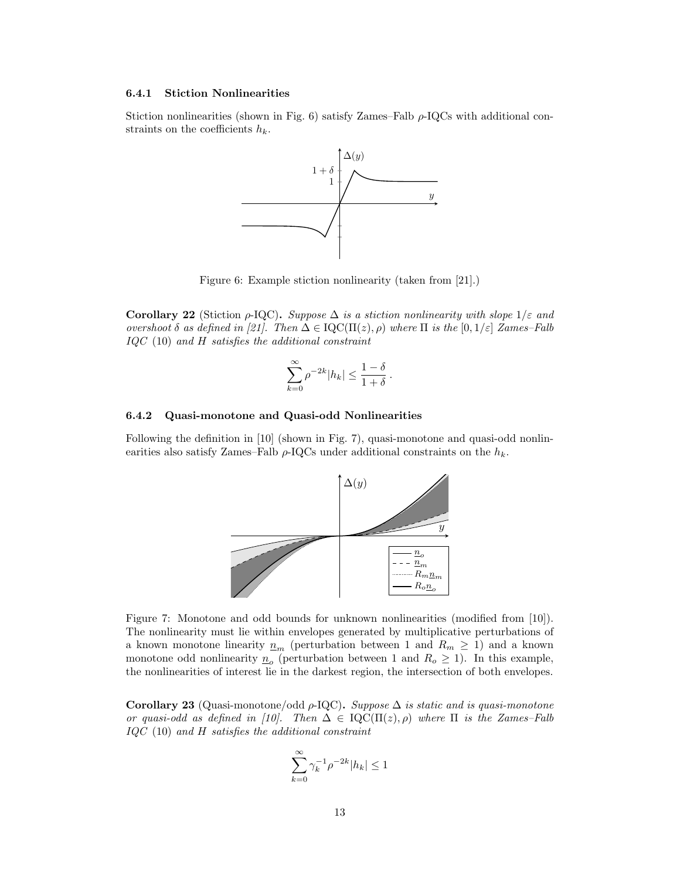#### 6.4.1 Stiction Nonlinearities

Stiction nonlinearities (shown in Fig. 6) satisfy Zames–Falb $\rho$-IQCs with additional constraints on the coefficients $h_k$.

Figure 6: Example stiction nonlinearity (taken from [21].)

**Corollary 22** (Stiction $\rho$-IQC)**.** *Suppose $\Delta$ is a stiction nonlinearity with slope $1/\varepsilon$ and overshoot $\delta$ as defined in [21]. Then $\Delta \in \mathrm{IQC}(\Pi(z), \rho)$ where $\Pi$ is the $[0, 1/\varepsilon]$ Zames–Falb IQC* (10) *and $H$ satisfies the additional constraint*

$$\sum_{k=0}^{\infty} \rho^{-2k} |h_k| \leq \frac{1-\delta}{1+\delta} \, .$$

#### 6.4.2 Quasi-monotone and Quasi-odd Nonlinearities

Following the definition in [10] (shown in Fig. 7), quasi-monotone and quasi-odd nonlinearities also satisfy Zames–Falb $\rho$-IQCs under additional constraints on the $h_k$.

Figure 7: Monotone and odd bounds for unknown nonlinearities (modified from [10]). The nonlinearity must lie within envelopes generated by multiplicative perturbations of a known monotone linearity $\underline{n}_m$ (perturbation between 1 and $R_m \geq 1$) and a known monotone odd nonlinearity $\underline{n}_o$ (perturbation between 1 and $R_o \geq 1$). In this example, the nonlinearities of interest lie in the darkest region, the intersection of both envelopes.

**Corollary 23** (Quasi-monotone/odd $\rho$-IQC)**.** *Suppose $\Delta$ is static and is quasi-monotone or quasi-odd as defined in [10]. Then $\Delta \in \mathrm{IQC}(\Pi(z), \rho)$ where $\Pi$ is the Zames–Falb IQC* (10) *and $H$ satisfies the additional constraint*

$$\sum_{k=0}^{\infty} \gamma_k^{-1} \rho^{-2k} |h_k| \leq 1$$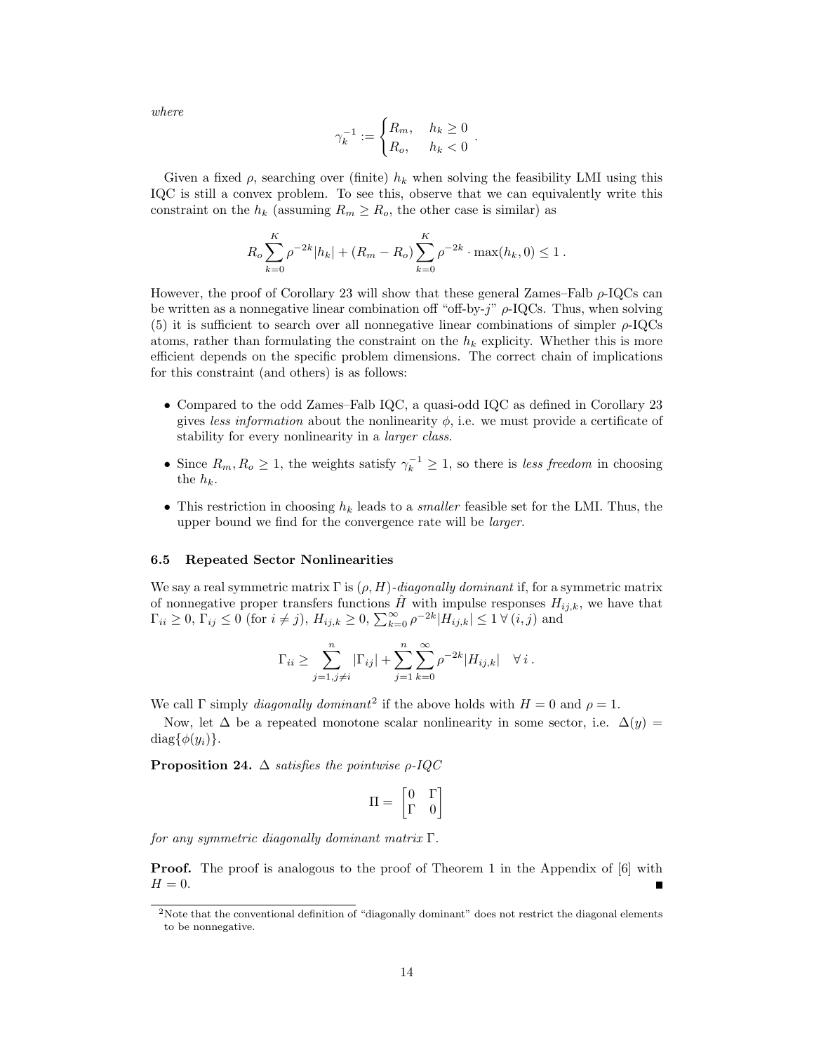*where*

$$\gamma_k^{-1} := \begin{cases} R_m, & h_k \geq 0 \\ R_o, & h_k < 0 \end{cases} .$$

Given a fixed $\rho$, searching over (finite) $h_k$ when solving the feasibility LMI using this IQC is still a convex problem. To see this, observe that we can equivalently write this constraint on the $h_k$ (assuming $R_m \geq R_o$, the other case is similar) as

$$R_o \sum_{k=0}^{K} \rho^{-2k} |h_k| + (R_m - R_o) \sum_{k=0}^{K} \rho^{-2k} \cdot \max(h_k, 0) \leq 1 \, .$$

However, the proof of Corollary 23 will show that these general Zames–Falb $\rho$-IQCs can be written as a nonnegative linear combination off "off-by-$j$" $\rho$-IQCs. Thus, when solving (5) it is sufficient to search over all nonnegative linear combinations of simpler $\rho$-IQCs atoms, rather than formulating the constraint on the $h_k$ explicity. Whether this is more efficient depends on the specific problem dimensions. The correct chain of implications for this constraint (and others) is as follows:

- Compared to the odd Zames–Falb IQC, a quasi-odd IQC as defined in Corollary 23 gives *less information* about the nonlinearity $\phi$, i.e. we must provide a certificate of stability for every nonlinearity in a *larger class*.
- Since $R_m, R_o \geq 1$, the weights satisfy $\gamma_k^{-1} \geq 1$, so there is *less freedom* in choosing the $h_k$.
- This restriction in choosing $h_k$ leads to a *smaller* feasible set for the LMI. Thus, the upper bound we find for the convergence rate will be *larger*.

### 6.5 Repeated Sector Nonlinearities

We say a real symmetric matrix $\Gamma$ is $(\rho, H)$*-diagonally dominant* if, for a symmetric matrix of nonnegative proper transfers functions $\hat{H}$ with impulse responses $H_{ij,k}$, we have that $\Gamma_{ii} \geq 0$, $\Gamma_{ij} \leq 0$ (for $i \neq j$), $H_{ij,k} \geq 0$, $\sum_{k=0}^{\infty} \rho^{-2k} |H_{ij,k}| \leq 1 \; \forall \, (i,j)$ and

$$\Gamma_{ii} \geq \sum_{j=1, j \neq i}^{n} |\Gamma_{ij}| + \sum_{j=1}^{n} \sum_{k=0}^{\infty} \rho^{-2k} |H_{ij,k}| \quad \forall \, i \, .$$

We call $\Gamma$ simply *diagonally dominant*[2] if the above holds with $H = 0$ and $\rho = 1$.

Now, let $\Delta$ be a repeated monotone scalar nonlinearity in some sector, i.e. $\Delta(y) = \mathrm{diag}\{\phi(y_i)\}$.

**Proposition 24.** *$\Delta$ satisfies the pointwise $\rho$-IQC*

$$\Pi = \begin{bmatrix} 0 & \Gamma \\ \Gamma & 0 \end{bmatrix}$$

*for any symmetric diagonally dominant matrix $\Gamma$.*

**Proof.** The proof is analogous to the proof of Theorem 1 in the Appendix of [6] with $H = 0$. ∎

[2] Note that the conventional definition of "diagonally dominant" does not restrict the diagonal elements to be nonnegative.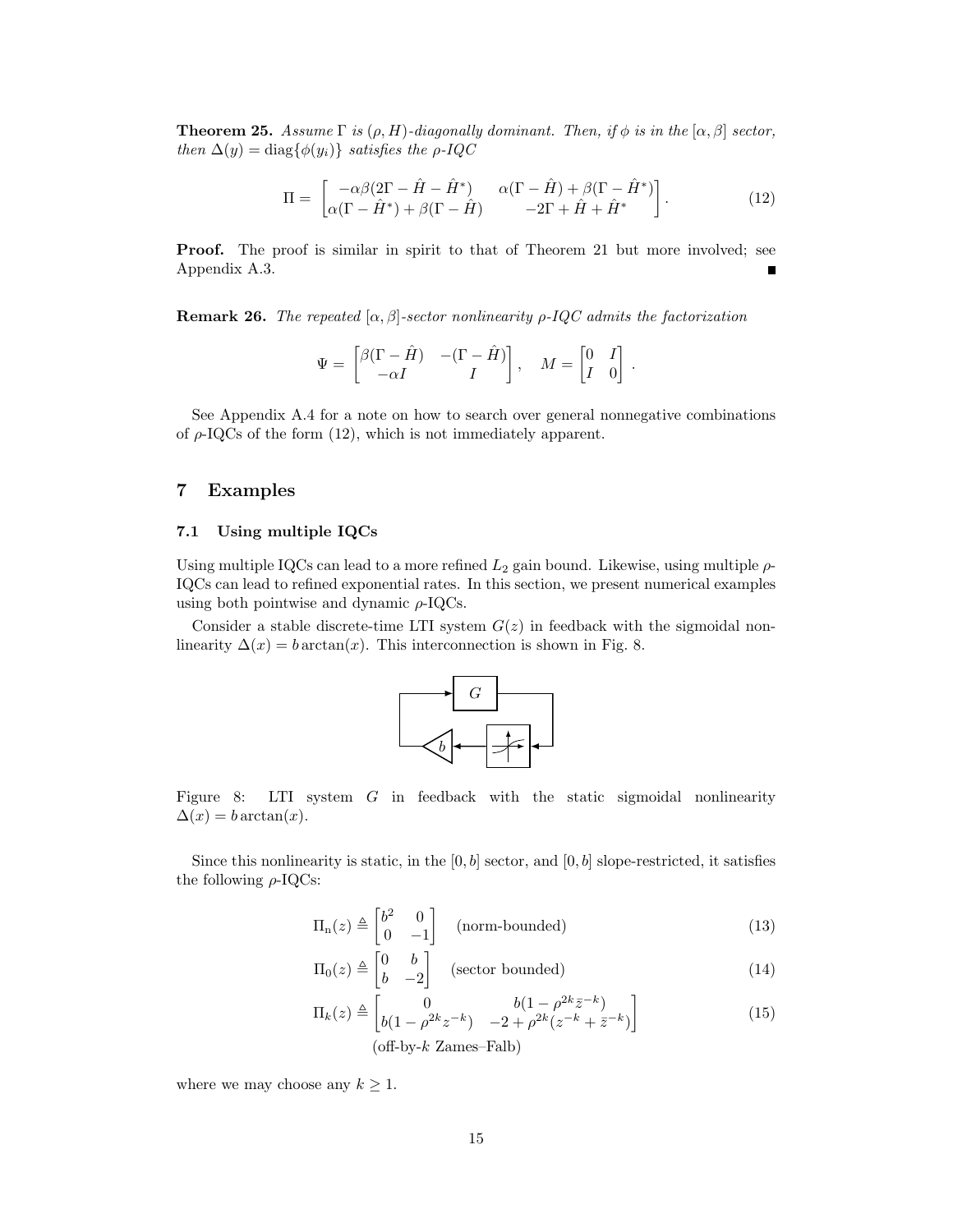**Theorem 25.** *Assume* $\Gamma$ *is* $(\rho, H)$*-diagonally dominant. Then, if* $\phi$ *is in the* $[\alpha, \beta]$ *sector, then* $\Delta(y) = \mathrm{diag}\{\phi(y_i)\}$ *satisfies the* $\rho$*-IQC*

$$\Pi = \begin{bmatrix} -\alpha\beta(2\Gamma - \hat{H} - \hat{H}^*) & \alpha(\Gamma - \hat{H}) + \beta(\Gamma - \hat{H}^*) \\ \alpha(\Gamma - \hat{H}^*) + \beta(\Gamma - \hat{H}) & -2\Gamma + \hat{H} + \hat{H}^* \end{bmatrix}. \tag{12}$$

**Proof.** The proof is similar in spirit to that of Theorem 21 but more involved; see Appendix A.3. ■

**Remark 26.** *The repeated* $[\alpha, \beta]$*-sector nonlinearity* $\rho$*-IQC admits the factorization*

$$\Psi = \begin{bmatrix} \beta(\Gamma - \hat{H}) & -(\Gamma - \hat{H}) \\ -\alpha I & I \end{bmatrix}, \quad M = \begin{bmatrix} 0 & I \\ I & 0 \end{bmatrix}.$$

See Appendix A.4 for a note on how to search over general nonnegative combinations of $\rho$-IQCs of the form (12), which is not immediately apparent.

## 7 Examples

### 7.1 Using multiple IQCs

Using multiple IQCs can lead to a more refined $L_2$ gain bound. Likewise, using multiple $\rho$-IQCs can lead to refined exponential rates. In this section, we present numerical examples using both pointwise and dynamic $\rho$-IQCs.

Consider a stable discrete-time LTI system $G(z)$ in feedback with the sigmoidal nonlinearity $\Delta(x) = b \arctan(x)$. This interconnection is shown in Fig. 8.

Figure 8: LTI system $G$ in feedback with the static sigmoidal nonlinearity $\Delta(x) = b \arctan(x)$.

Since this nonlinearity is static, in the $[0, b]$ sector, and $[0, b]$ slope-restricted, it satisfies the following $\rho$-IQCs:

$$\Pi_{\mathrm{n}}(z) \triangleq \begin{bmatrix} b^2 & 0 \\ 0 & -1 \end{bmatrix} \quad \text{(norm-bounded)} \tag{13}$$

$$\Pi_0(z) \triangleq \begin{bmatrix} 0 & b \\ b & -2 \end{bmatrix} \quad \text{(sector bounded)} \tag{14}$$

$$\Pi_k(z) \triangleq \begin{bmatrix} 0 & b(1 - \rho^{2k}\bar{z}^{-k}) \\ b(1 - \rho^{2k}z^{-k}) & -2 + \rho^{2k}(z^{-k} + \bar{z}^{-k}) \end{bmatrix} \tag{15}$$

$$\text{(off-by-}k\text{ Zames–Falb)}$$

where we may choose any $k \geq 1$.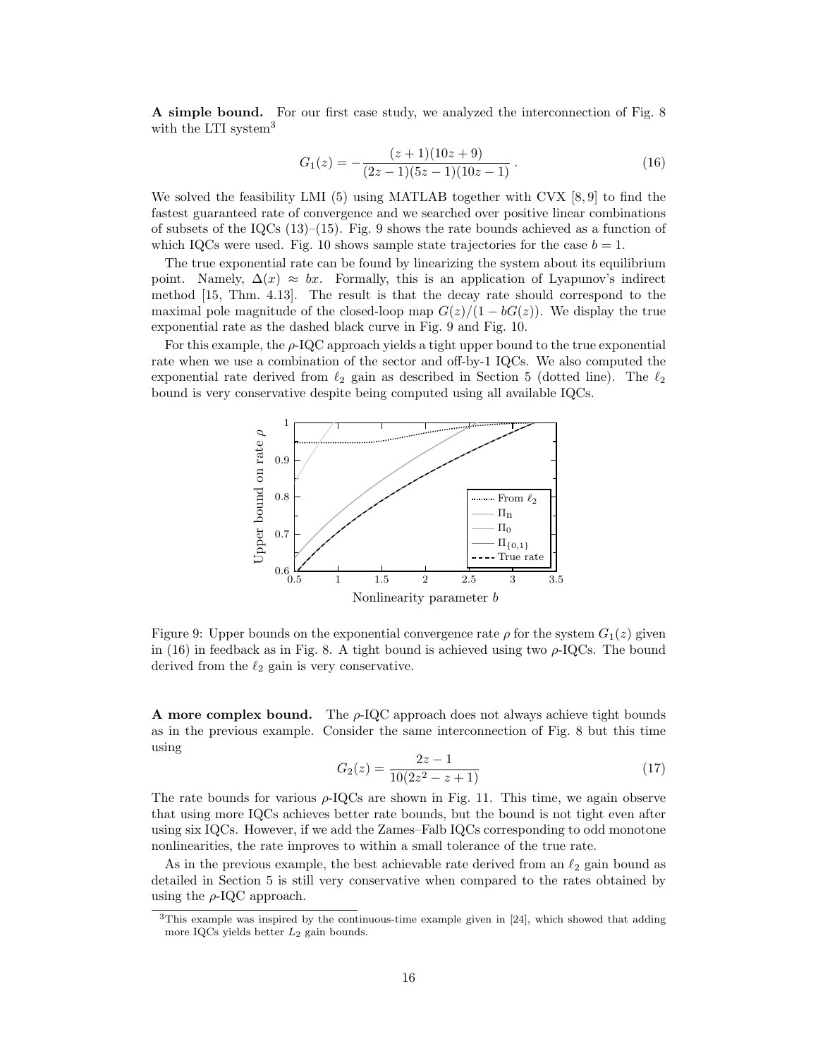**A simple bound.** For our first case study, we analyzed the interconnection of Fig. 8 with the LTI system[3]

$$G_1(z) = -\frac{(z+1)(10z+9)}{(2z-1)(5z-1)(10z-1)}\,. \tag{16}$$

We solved the feasibility LMI (5) using MATLAB together with CVX [8, 9] to find the fastest guaranteed rate of convergence and we searched over positive linear combinations of subsets of the IQCs (13)–(15). Fig. 9 shows the rate bounds achieved as a function of which IQCs were used. Fig. 10 shows sample state trajectories for the case $b = 1$.

The true exponential rate can be found by linearizing the system about its equilibrium point. Namely, $\Delta(x) \approx bx$. Formally, this is an application of Lyapunov's indirect method [15, Thm. 4.13]. The result is that the decay rate should correspond to the maximal pole magnitude of the closed-loop map $G(z)/(1 - bG(z))$. We display the true exponential rate as the dashed black curve in Fig. 9 and Fig. 10.

For this example, the $\rho$-IQC approach yields a tight upper bound to the true exponential rate when we use a combination of the sector and off-by-1 IQCs. We also computed the exponential rate derived from $\ell_2$ gain as described in Section 5 (dotted line). The $\ell_2$ bound is very conservative despite being computed using all available IQCs.

Figure 9: Upper bounds on the exponential convergence rate $\rho$ for the system $G_1(z)$ given in (16) in feedback as in Fig. 8. A tight bound is achieved using two $\rho$-IQCs. The bound derived from the $\ell_2$ gain is very conservative.

**A more complex bound.** The $\rho$-IQC approach does not always achieve tight bounds as in the previous example. Consider the same interconnection of Fig. 8 but this time using

$$G_2(z) = \frac{2z-1}{10(2z^2 - z + 1)} \tag{17}$$

The rate bounds for various $\rho$-IQCs are shown in Fig. 11. This time, we again observe that using more IQCs achieves better rate bounds, but the bound is not tight even after using six IQCs. However, if we add the Zames–Falb IQCs corresponding to odd monotone nonlinearities, the rate improves to within a small tolerance of the true rate.

As in the previous example, the best achievable rate derived from an $\ell_2$ gain bound as detailed in Section 5 is still very conservative when compared to the rates obtained by using the $\rho$-IQC approach.

[3]This example was inspired by the continuous-time example given in [24], which showed that adding more IQCs yields better $L_2$ gain bounds.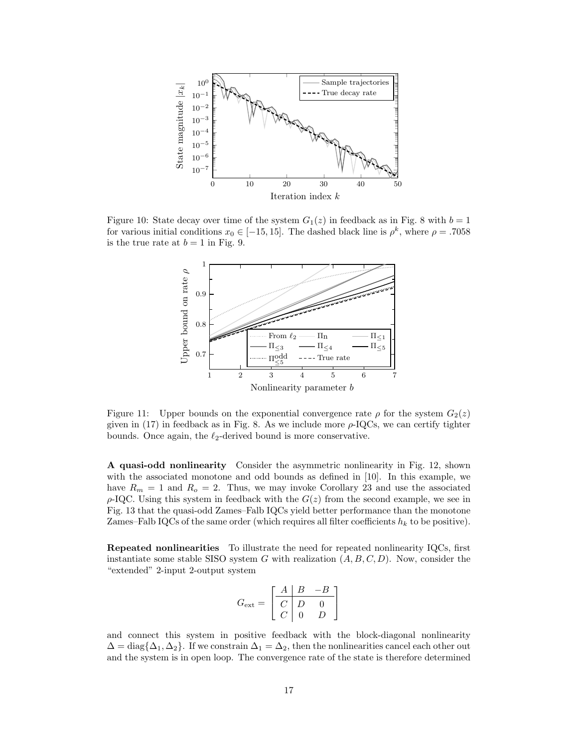Figure 10: State decay over time of the system $G_1(z)$ in feedback as in Fig. 8 with $b = 1$ for various initial conditions $x_0 \in [-15, 15]$. The dashed black line is $\rho^k$, where $\rho = .7058$ is the true rate at $b = 1$ in Fig. 9.

Figure 11: Upper bounds on the exponential convergence rate $\rho$ for the system $G_2(z)$ given in (17) in feedback as in Fig. 8. As we include more $\rho$-IQCs, we can certify tighter bounds. Once again, the $\ell_2$-derived bound is more conservative.

**A quasi-odd nonlinearity** Consider the asymmetric nonlinearity in Fig. 12, shown with the associated monotone and odd bounds as defined in [10]. In this example, we have $R_m = 1$ and $R_o = 2$. Thus, we may invoke Corollary 23 and use the associated $\rho$-IQC. Using this system in feedback with the $G(z)$ from the second example, we see in Fig. 13 that the quasi-odd Zames–Falb IQCs yield better performance than the monotone Zames–Falb IQCs of the same order (which requires all filter coefficients $h_k$ to be positive).

**Repeated nonlinearities** To illustrate the need for repeated nonlinearity IQCs, first instantiate some stable SISO system $G$ with realization $(A, B, C, D)$. Now, consider the "extended" 2-input 2-output system

$$G_{\text{ext}} = \left[\begin{array}{c|cc} A & B & -B \\ \hline C & D & 0 \\ C & 0 & D \end{array}\right]$$

and connect this system in positive feedback with the block-diagonal nonlinearity $\Delta = \text{diag}\{\Delta_1, \Delta_2\}$. If we constrain $\Delta_1 = \Delta_2$, then the nonlinearities cancel each other out and the system is in open loop. The convergence rate of the state is therefore determined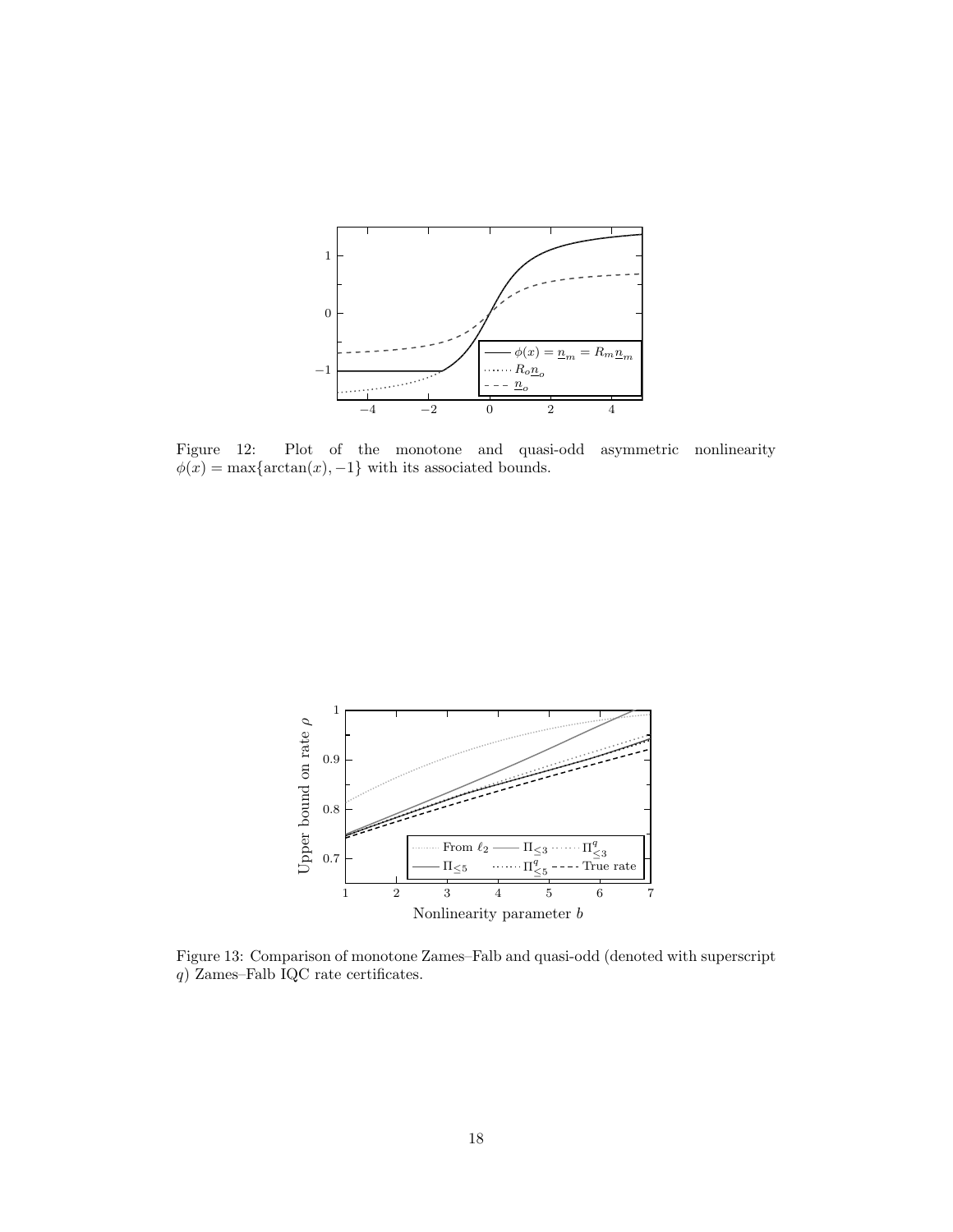Figure 12: Plot of the monotone and quasi-odd asymmetric nonlinearity $\phi(x) = \max\{\arctan(x), -1\}$ with its associated bounds.

Figure 13: Comparison of monotone Zames–Falb and quasi-odd (denoted with superscript $q$) Zames–Falb IQC rate certificates.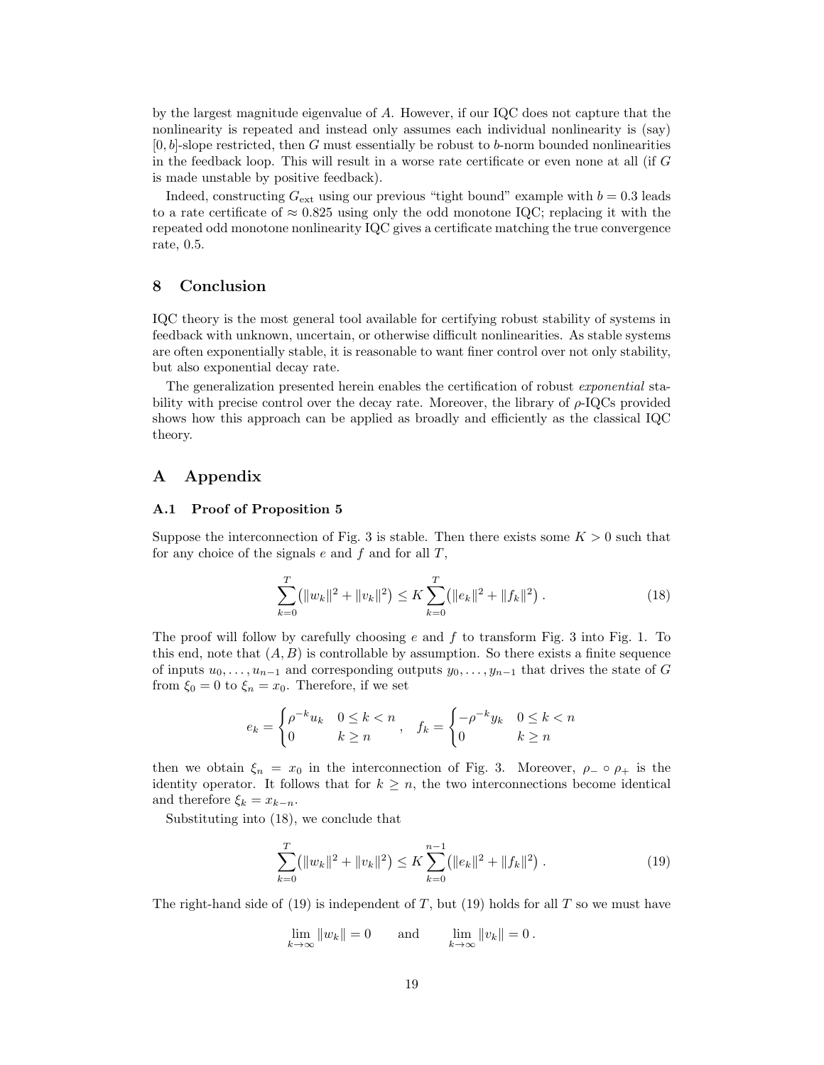by the largest magnitude eigenvalue of $A$. However, if our IQC does not capture that the nonlinearity is repeated and instead only assumes each individual nonlinearity is (say) $[0, b]$-slope restricted, then $G$ must essentially be robust to $b$-norm bounded nonlinearities in the feedback loop. This will result in a worse rate certificate or even none at all (if $G$ is made unstable by positive feedback).

Indeed, constructing $G_{\text{ext}}$ using our previous "tight bound" example with $b = 0.3$ leads to a rate certificate of $\approx 0.825$ using only the odd monotone IQC; replacing it with the repeated odd monotone nonlinearity IQC gives a certificate matching the true convergence rate, 0.5.

## 8 Conclusion

IQC theory is the most general tool available for certifying robust stability of systems in feedback with unknown, uncertain, or otherwise difficult nonlinearities. As stable systems are often exponentially stable, it is reasonable to want finer control over not only stability, but also exponential decay rate.

The generalization presented herein enables the certification of robust *exponential* stability with precise control over the decay rate. Moreover, the library of $\rho$-IQCs provided shows how this approach can be applied as broadly and efficiently as the classical IQC theory.

## A Appendix

### A.1 Proof of Proposition 5

Suppose the interconnection of Fig. 3 is stable. Then there exists some $K > 0$ such that for any choice of the signals $e$ and $f$ and for all $T$,

$$\sum_{k=0}^{T} \left( \|w_k\|^2 + \|v_k\|^2 \right) \le K \sum_{k=0}^{T} \left( \|e_k\|^2 + \|f_k\|^2 \right) . \tag{18}$$

The proof will follow by carefully choosing $e$ and $f$ to transform Fig. 3 into Fig. 1. To this end, note that $(A, B)$ is controllable by assumption. So there exists a finite sequence of inputs $u_0, \dots, u_{n-1}$ and corresponding outputs $y_0, \dots, y_{n-1}$ that drives the state of $G$ from $\xi_0 = 0$ to $\xi_n = x_0$. Therefore, if we set

$$e_k = \begin{cases} \rho^{-k} u_k & 0 \le k < n \\ 0 & k \ge n \end{cases}, \quad f_k = \begin{cases} -\rho^{-k} y_k & 0 \le k < n \\ 0 & k \ge n \end{cases}$$

then we obtain $\xi_n = x_0$ in the interconnection of Fig. 3. Moreover, $\rho_- \circ \rho_+$ is the identity operator. It follows that for $k \ge n$, the two interconnections become identical and therefore $\xi_k = x_{k-n}$.

Substituting into (18), we conclude that

$$\sum_{k=0}^{T} \left( \|w_k\|^2 + \|v_k\|^2 \right) \le K \sum_{k=0}^{n-1} \left( \|e_k\|^2 + \|f_k\|^2 \right) . \tag{19}$$

The right-hand side of (19) is independent of $T$, but (19) holds for all $T$ so we must have

$$\lim_{k \to \infty} \|w_k\| = 0 \qquad \text{and} \qquad \lim_{k \to \infty} \|v_k\| = 0 \, .$$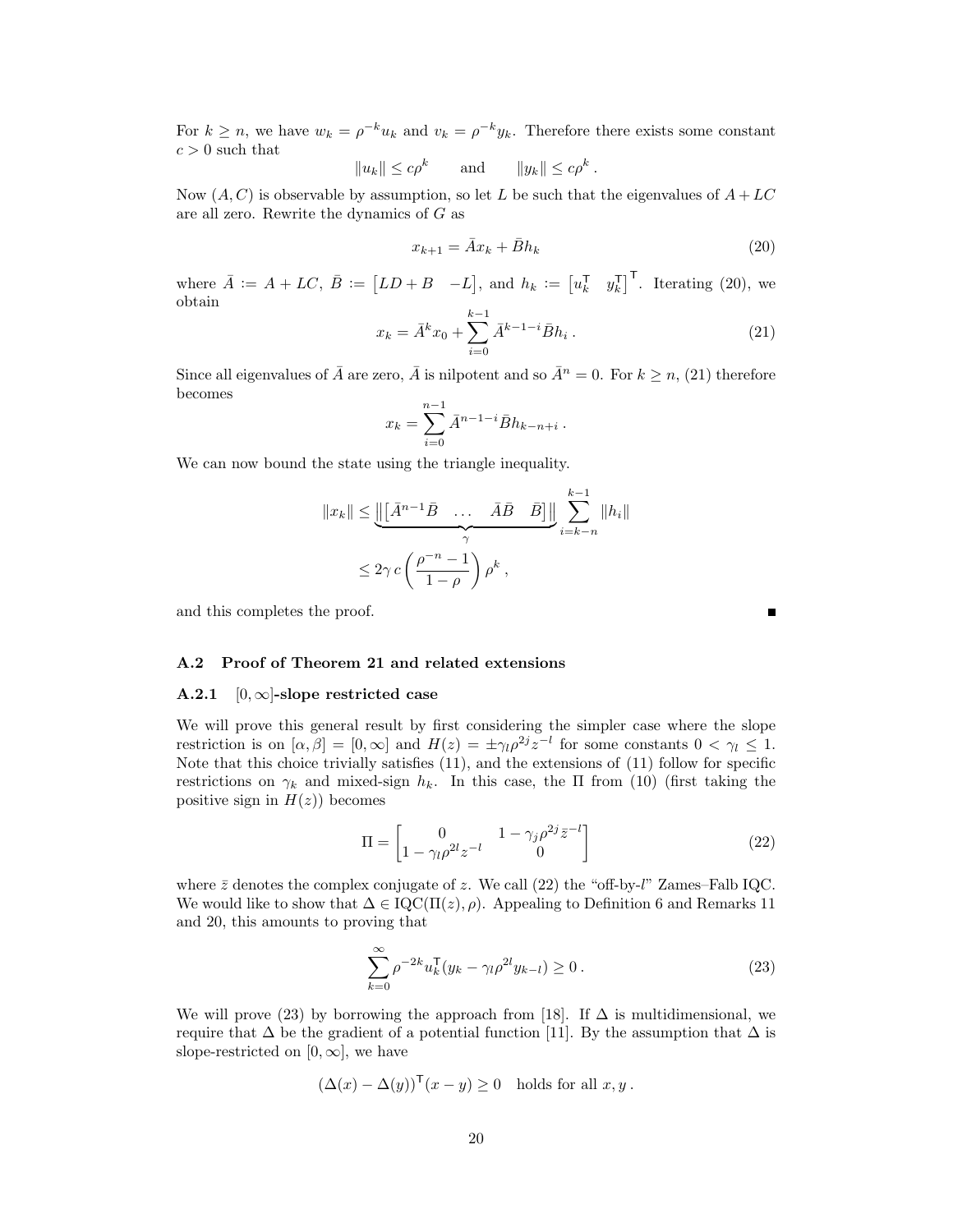For $k \geq n$, we have $w_k = \rho^{-k} u_k$ and $v_k = \rho^{-k} y_k$. Therefore there exists some constant $c > 0$ such that

$$\|u_k\| \leq c\rho^k \qquad \text{and} \qquad \|y_k\| \leq c\rho^k \,.$$

Now $(A, C)$ is observable by assumption, so let $L$ be such that the eigenvalues of $A + LC$ are all zero. Rewrite the dynamics of $G$ as

$$x_{k+1} = \bar{A} x_k + \bar{B} h_k \tag{20}$$

where $\bar{A} := A + LC$, $\bar{B} := \begin{bmatrix} LD + B & -L \end{bmatrix}$, and $h_k := \begin{bmatrix} u_k^\mathsf{T} & y_k^\mathsf{T} \end{bmatrix}^\mathsf{T}$. Iterating (20), we obtain

$$x_k = \bar{A}^k x_0 + \sum_{i=0}^{k-1} \bar{A}^{k-1-i} \bar{B} h_i \,. \tag{21}$$

Since all eigenvalues of $\bar{A}$ are zero, $\bar{A}$ is nilpotent and so $\bar{A}^n = 0$. For $k \geq n$, (21) therefore becomes

$$x_k = \sum_{i=0}^{n-1} \bar{A}^{n-1-i} \bar{B} h_{k-n+i} \,.$$

We can now bound the state using the triangle inequality.

$$\begin{aligned}
\|x_k\| &\leq \underbrace{\left\| \begin{bmatrix} \bar{A}^{n-1}\bar{B} & \dots & \bar{A}\bar{B} & \bar{B} \end{bmatrix} \right\|}_{\gamma} \sum_{i=k-n}^{k-1} \|h_i\| \\
&\leq 2\gamma \, c \left( \frac{\rho^{-n} - 1}{1 - \rho} \right) \rho^k \,,
\end{aligned}$$

and this completes the proof. ∎

### A.2 Proof of Theorem 21 and related extensions

#### A.2.1 $[0, \infty]$-slope restricted case

We will prove this general result by first considering the simpler case where the slope restriction is on $[\alpha, \beta] = [0, \infty]$ and $H(z) = \pm \gamma_l \rho^{2j} z^{-l}$ for some constants $0 < \gamma_l \leq 1$. Note that this choice trivially satisfies (11), and the extensions of (11) follow for specific restrictions on $\gamma_k$ and mixed-sign $h_k$. In this case, the $\Pi$ from (10) (first taking the positive sign in $H(z)$) becomes

$$\Pi = \begin{bmatrix} 0 & 1 - \gamma_j \rho^{2j} \bar{z}^{-l} \\ 1 - \gamma_l \rho^{2l} z^{-l} & 0 \end{bmatrix} \tag{22}$$

where $\bar{z}$ denotes the complex conjugate of $z$. We call (22) the "off-by-$l$" Zames–Falb IQC. We would like to show that $\Delta \in \mathrm{IQC}(\Pi(z), \rho)$. Appealing to Definition 6 and Remarks 11 and 20, this amounts to proving that

$$\sum_{k=0}^{\infty} \rho^{-2k} u_k^\mathsf{T} (y_k - \gamma_l \rho^{2l} y_{k-l}) \geq 0 \,. \tag{23}$$

We will prove (23) by borrowing the approach from [18]. If $\Delta$ is multidimensional, we require that $\Delta$ be the gradient of a potential function [11]. By the assumption that $\Delta$ is slope-restricted on $[0, \infty]$, we have

$$(\Delta(x) - \Delta(y))^\mathsf{T} (x - y) \geq 0 \quad \text{holds for all } x, y \,.$$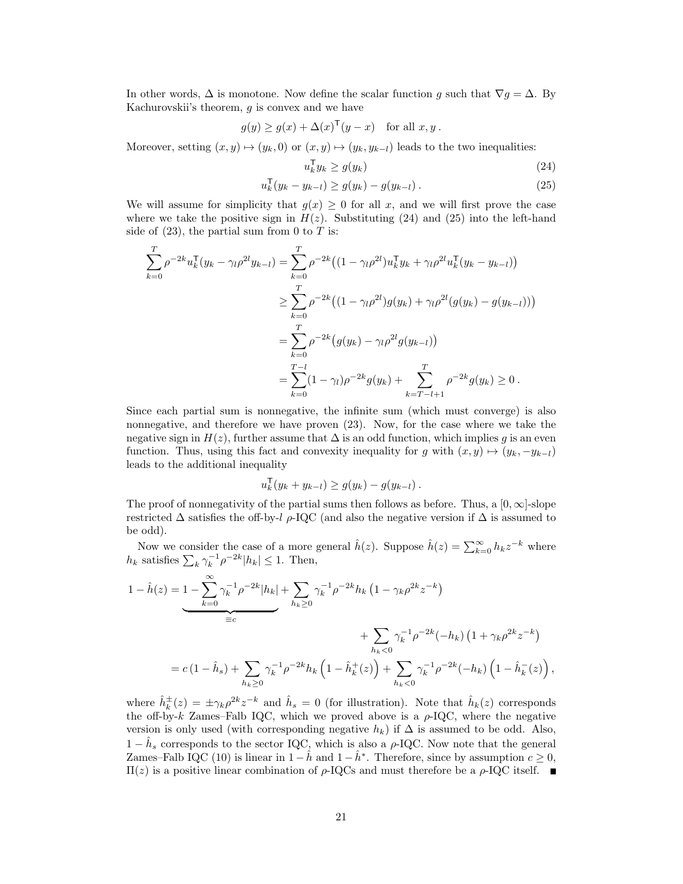In other words, $\Delta$ is monotone. Now define the scalar function $g$ such that $\nabla g = \Delta$. By Kachurovskii's theorem, $g$ is convex and we have

$$g(y) \geq g(x) + \Delta(x)^\mathsf{T}(y - x) \quad \text{for all } x, y\,.$$

Moreover, setting $(x, y) \mapsto (y_k, 0)$ or $(x, y) \mapsto (y_k, y_{k-l})$ leads to the two inequalities:

$$u_k^\mathsf{T} y_k \geq g(y_k) \tag{24}$$

$$u_k^\mathsf{T}(y_k - y_{k-l}) \geq g(y_k) - g(y_{k-l})\,. \tag{25}$$

We will assume for simplicity that $g(x) \geq 0$ for all $x$, and we will first prove the case where we take the positive sign in $H(z)$. Substituting (24) and (25) into the left-hand side of (23), the partial sum from 0 to $T$ is:

$$\begin{aligned}
\sum_{k=0}^{T} \rho^{-2k} u_k^\mathsf{T}(y_k - \gamma_l \rho^{2l} y_{k-l}) &= \sum_{k=0}^{T} \rho^{-2k}\big((1 - \gamma_l\rho^{2l}) u_k^\mathsf{T} y_k + \gamma_l \rho^{2l} u_k^\mathsf{T}(y_k - y_{k-l})\big) \\
&\geq \sum_{k=0}^{T} \rho^{-2k}\big((1 - \gamma_l\rho^{2l}) g(y_k) + \gamma_l \rho^{2l}(g(y_k) - g(y_{k-l}))\big) \\
&= \sum_{k=0}^{T} \rho^{-2k}\big(g(y_k) - \gamma_l \rho^{2l} g(y_{k-l})\big) \\
&= \sum_{k=0}^{T-l}(1 - \gamma_l)\rho^{-2k} g(y_k) + \sum_{k=T-l+1}^{T} \rho^{-2k} g(y_k) \geq 0\,.
\end{aligned}$$

Since each partial sum is nonnegative, the infinite sum (which must converge) is also nonnegative, and therefore we have proven (23). Now, for the case where we take the negative sign in $H(z)$, further assume that $\Delta$ is an odd function, which implies $g$ is an even function. Thus, using this fact and convexity inequality for $g$ with $(x, y) \mapsto (y_k, -y_{k-l})$ leads to the additional inequality

$$u_k^\mathsf{T}(y_k + y_{k-l}) \geq g(y_k) - g(y_{k-l})\,.$$

The proof of nonnegativity of the partial sums then follows as before. Thus, a $[0, \infty]$-slope restricted $\Delta$ satisfies the off-by-$l$ $\rho$-IQC (and also the negative version if $\Delta$ is assumed to be odd).

Now we consider the case of a more general $\hat{h}(z)$. Suppose $\hat{h}(z) = \sum_{k=0}^{\infty} h_k z^{-k}$ where $h_k$ satisfies $\sum_k \gamma_k^{-1} \rho^{-2k} |h_k| \leq 1$. Then,

$$\begin{aligned}
1 - \hat{h}(z) &= \underbrace{1 - \sum_{k=0}^{\infty} \gamma_k^{-1}\rho^{-2k}|h_k|}_{\equiv c} + \sum_{h_k \geq 0} \gamma_k^{-1} \rho^{-2k} h_k \left(1 - \gamma_k \rho^{2k} z^{-k}\right) \\
&\qquad\qquad\qquad\qquad\qquad + \sum_{h_k < 0} \gamma_k^{-1}\rho^{-2k}(-h_k)\left(1 + \gamma_k \rho^{2k} z^{-k}\right) \\
&= c\,(1 - \hat{h}_s) + \sum_{h_k \geq 0} \gamma_k^{-1}\rho^{-2k} h_k \left(1 - \hat{h}_k^+(z)\right) + \sum_{h_k < 0} \gamma_k^{-1}\rho^{-2k}(-h_k)\left(1 - \hat{h}_k^-(z)\right),
\end{aligned}$$

where $\hat{h}_k^\pm(z) = \pm\gamma_k \rho^{2k} z^{-k}$ and $\hat{h}_s = 0$ (for illustration). Note that $\hat{h}_k(z)$ corresponds the off-by-$k$ Zames–Falb IQC, which we proved above is a $\rho$-IQC, where the negative version is only used (with corresponding negative $h_k$) if $\Delta$ is assumed to be odd. Also, $1 - \hat{h}_s$ corresponds to the sector IQC, which is also a $\rho$-IQC. Now note that the general Zames–Falb IQC (10) is linear in $1 - \hat{h}$ and $1 - \hat{h}^*$. Therefore, since by assumption $c \geq 0$, $\Pi(z)$ is a positive linear combination of $\rho$-IQCs and must therefore be a $\rho$-IQC itself. ∎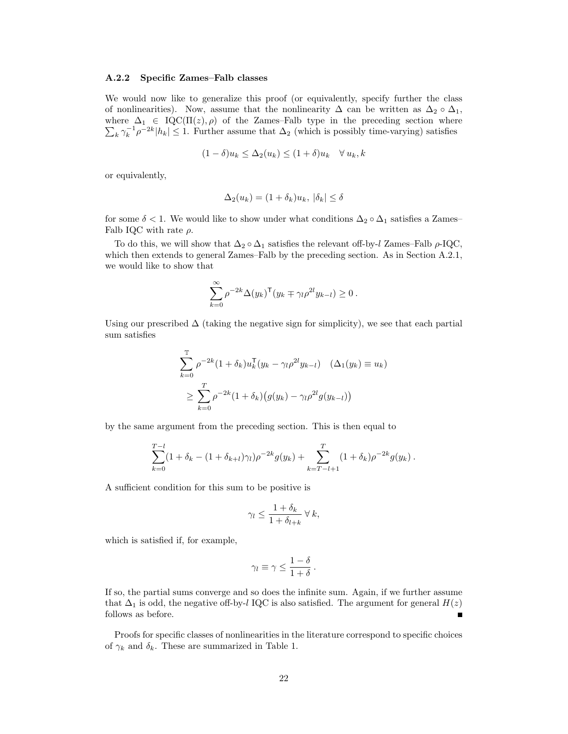### A.2.2 Specific Zames–Falb classes

We would now like to generalize this proof (or equivalently, specify further the class of nonlinearities). Now, assume that the nonlinearity $\Delta$ can be written as $\Delta_2 \circ \Delta_1$, where $\Delta_1 \in \mathrm{IQC}(\Pi(z), \rho)$ of the Zames–Falb type in the preceding section where $\sum_k \gamma_k^{-1} \rho^{-2k} |h_k| \leq 1$. Further assume that $\Delta_2$ (which is possibly time-varying) satisfies

$$(1-\delta) u_k \leq \Delta_2(u_k) \leq (1+\delta) u_k \quad \forall\, u_k, k$$

or equivalently,

$$\Delta_2(u_k) = (1+\delta_k) u_k,\ |\delta_k| \leq \delta$$

for some $\delta < 1$. We would like to show under what conditions $\Delta_2 \circ \Delta_1$ satisfies a Zames–Falb IQC with rate $\rho$.

To do this, we will show that $\Delta_2 \circ \Delta_1$ satisfies the relevant off-by-$l$ Zames–Falb $\rho$-IQC, which then extends to general Zames–Falb by the preceding section. As in Section A.2.1, we would like to show that

$$\sum_{k=0}^{\infty} \rho^{-2k} \Delta(y_k)^{\mathsf{T}} (y_k \mp \gamma_l \rho^{2l} y_{k-l}) \geq 0\,.$$

Using our prescribed $\Delta$ (taking the negative sign for simplicity), we see that each partial sum satisfies

$$\begin{aligned}
&\sum_{k=0}^{\mathbb{T}} \rho^{-2k} (1+\delta_k) u_k^{\mathsf{T}} (y_k - \gamma_l \rho^{2l} y_{k-l}) \quad (\Delta_1(y_k) \equiv u_k) \\
&\geq \sum_{k=0}^{T} \rho^{-2k} (1+\delta_k) \big( g(y_k) - \gamma_l \rho^{2l} g(y_{k-l}) \big)
\end{aligned}$$

by the same argument from the preceding section. This is then equal to

$$\sum_{k=0}^{T-l} (1 + \delta_k - (1+\delta_{k+l}) \gamma_l) \rho^{-2k} g(y_k) + \sum_{k=T-l+1}^{T} (1+\delta_k) \rho^{-2k} g(y_k)\,.$$

A sufficient condition for this sum to be positive is

$$\gamma_l \leq \frac{1+\delta_k}{1+\delta_{l+k}}\ \forall\, k,$$

which is satisfied if, for example,

$$\gamma_l \equiv \gamma \leq \frac{1-\delta}{1+\delta}\,.$$

If so, the partial sums converge and so does the infinite sum. Again, if we further assume that $\Delta_1$ is odd, the negative off-by-$l$ IQC is also satisfied. The argument for general $H(z)$ follows as before. ∎

Proofs for specific classes of nonlinearities in the literature correspond to specific choices of $\gamma_k$ and $\delta_k$. These are summarized in Table 1.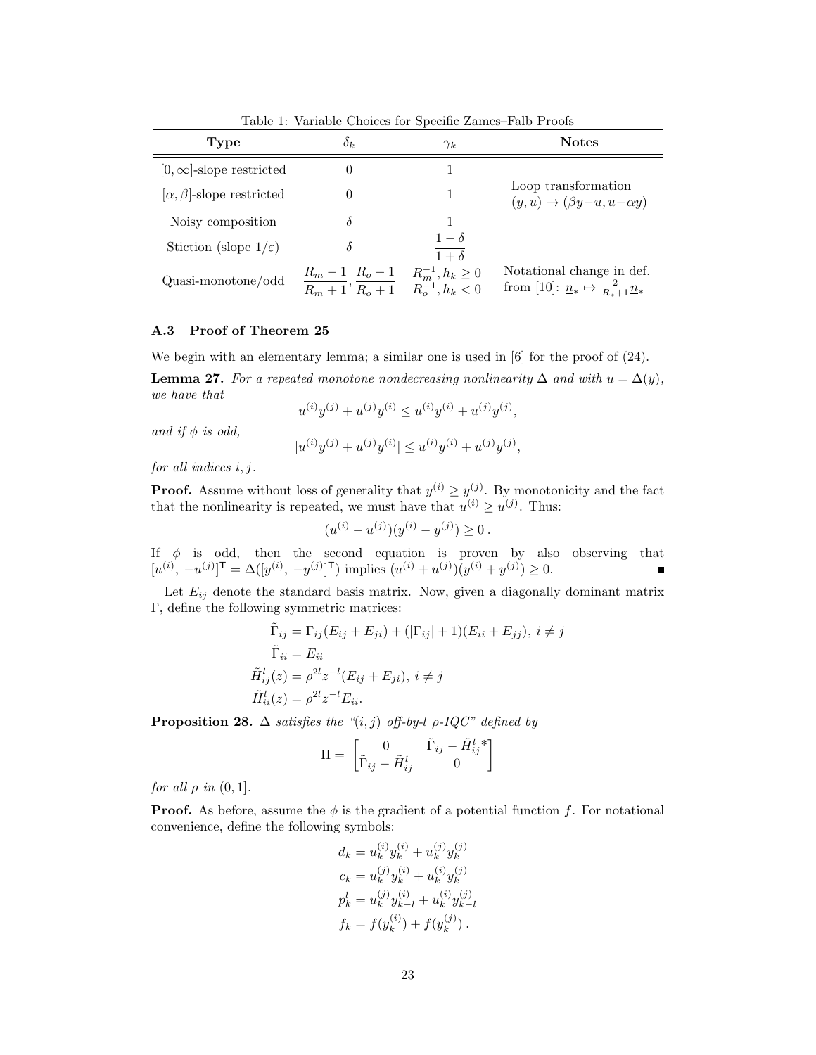Table 1: Variable Choices for Specific Zames–Falb Proofs

| **Type** | $\delta_k$ | $\gamma_k$ | **Notes** |
|---|---|---|---|
| $[0,\infty]$-slope restricted | $0$ | $1$ | |
| $[\alpha,\beta]$-slope restricted | $0$ | $1$ | Loop transformation $(y,u)\mapsto(\beta y - u, u - \alpha y)$ |
| Noisy composition | $\delta$ | $1$ | |
| Stiction (slope $1/\varepsilon$) | $\delta$ | $\dfrac{1-\delta}{1+\delta}$ | |
| Quasi-monotone/odd | $\dfrac{R_m-1}{R_m+1}, \dfrac{R_o-1}{R_o+1}$ | $R_m^{-1}, h_k \geq 0$ <br> $R_o^{-1}, h_k < 0$ | Notational change in def. from [10]: $\underline{n}_* \mapsto \frac{2}{R_*+1}\underline{n}_*$ |

### A.3 Proof of Theorem 25

We begin with an elementary lemma; a similar one is used in [6] for the proof of (24).

**Lemma 27.** *For a repeated monotone nondecreasing nonlinearity $\Delta$ and with $u = \Delta(y)$, we have that*

$$u^{(i)}y^{(j)} + u^{(j)}y^{(i)} \leq u^{(i)}y^{(i)} + u^{(j)}y^{(j)},$$

*and if $\phi$ is odd,*

$$|u^{(i)}y^{(j)} + u^{(j)}y^{(i)}| \leq u^{(i)}y^{(i)} + u^{(j)}y^{(j)},$$

*for all indices $i, j$.*

**Proof.** Assume without loss of generality that $y^{(i)} \geq y^{(j)}$. By monotonicity and the fact that the nonlinearity is repeated, we must have that $u^{(i)} \geq u^{(j)}$. Thus:

$$(u^{(i)} - u^{(j)})(y^{(i)} - y^{(j)}) \geq 0\,.$$

If $\phi$ is odd, then the second equation is proven by also observing that $[u^{(i)}, \, -u^{(j)}]^\mathsf{T} = \Delta([y^{(i)}, \, -y^{(j)}]^\mathsf{T})$ implies $(u^{(i)} + u^{(j)})(y^{(i)} + y^{(j)}) \geq 0$. ∎

Let $E_{ij}$ denote the standard basis matrix. Now, given a diagonally dominant matrix $\Gamma$, define the following symmetric matrices:

$$\begin{aligned}
\tilde{\Gamma}_{ij} &= \Gamma_{ij}(E_{ij} + E_{ji}) + (|\Gamma_{ij}| + 1)(E_{ii} + E_{jj}), \; i \neq j \\
\tilde{\Gamma}_{ii} &= E_{ii} \\
\tilde{H}^l_{ij}(z) &= \rho^{2l} z^{-l}(E_{ij} + E_{ji}), \; i \neq j \\
\tilde{H}^l_{ii}(z) &= \rho^{2l} z^{-l} E_{ii}.
\end{aligned}$$

**Proposition 28.** *$\Delta$ satisfies the "$(i,j)$ off-by-$l$ $\rho$-IQC" defined by*

$$\Pi = \begin{bmatrix} 0 & \tilde{\Gamma}_{ij} - \tilde{H}^{l\,*}_{ij} \\ \tilde{\Gamma}_{ij} - \tilde{H}^l_{ij} & 0 \end{bmatrix}$$

*for all $\rho$ in $(0,1]$.*

**Proof.** As before, assume the $\phi$ is the gradient of a potential function $f$. For notational convenience, define the following symbols:

$$\begin{aligned}
d_k &= u^{(i)}_k y^{(i)}_k + u^{(j)}_k y^{(j)}_k \\
c_k &= u^{(j)}_k y^{(i)}_k + u^{(i)}_k y^{(j)}_k \\
p^l_k &= u^{(j)}_k y^{(i)}_{k-l} + u^{(i)}_k y^{(j)}_{k-l} \\
f_k &= f(y^{(i)}_k) + f(y^{(j)}_k)\,.
\end{aligned}$$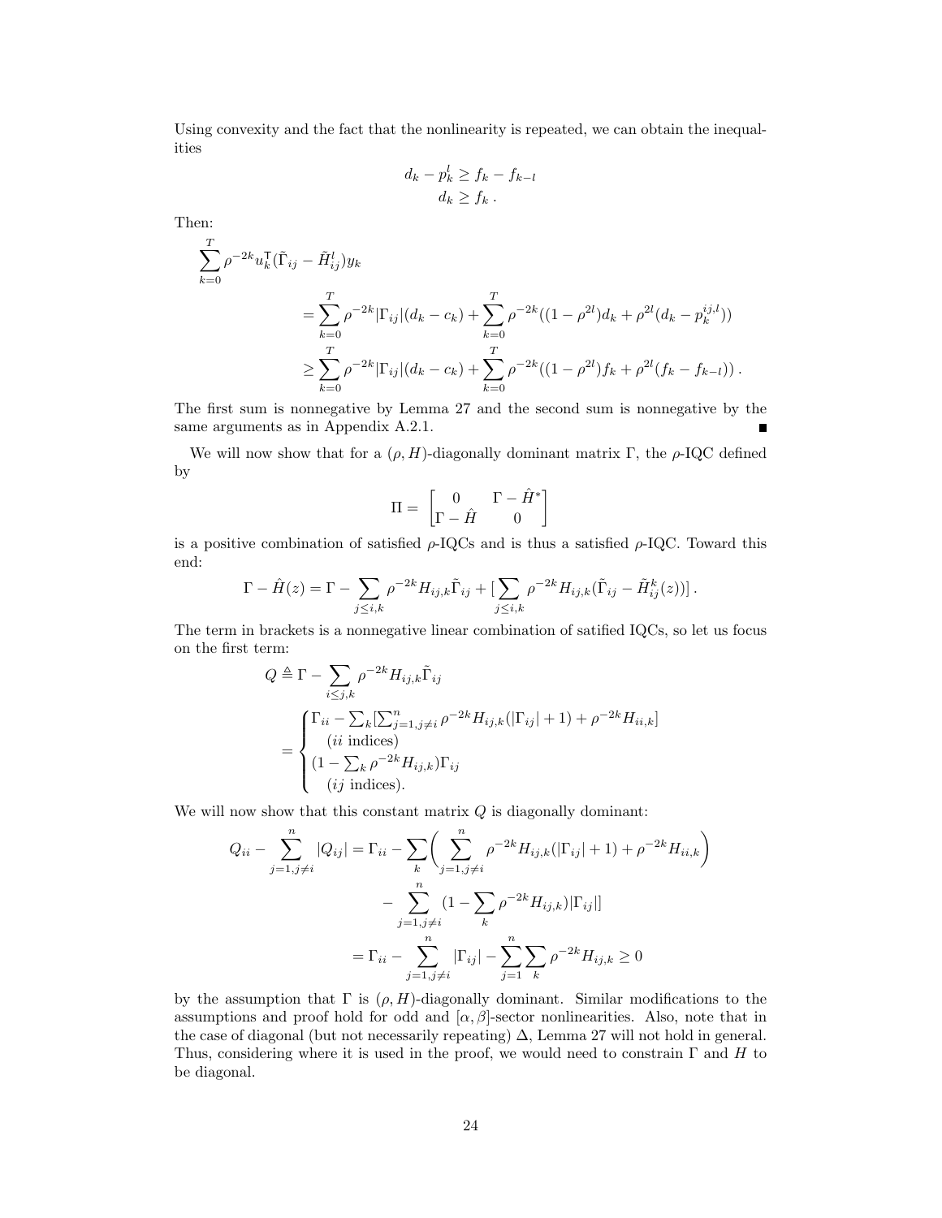Using convexity and the fact that the nonlinearity is repeated, we can obtain the inequalities

$$
\begin{aligned}
d_k - p_k^l &\geq f_k - f_{k-l} \\
d_k &\geq f_k \,.
\end{aligned}
$$

Then:

$$
\begin{aligned}
&\sum_{k=0}^{T} \rho^{-2k} u_k^\mathsf{T} (\tilde{\Gamma}_{ij} - \tilde{H}_{ij}^l) y_k \\
&\qquad = \sum_{k=0}^{T} \rho^{-2k} |\Gamma_{ij}| (d_k - c_k) + \sum_{k=0}^{T} \rho^{-2k} ((1-\rho^{2l}) d_k + \rho^{2l}(d_k - p_k^{ij,l})) \\
&\qquad \geq \sum_{k=0}^{T} \rho^{-2k} |\Gamma_{ij}| (d_k - c_k) + \sum_{k=0}^{T} \rho^{-2k} ((1-\rho^{2l}) f_k + \rho^{2l}(f_k - f_{k-l})) \,.
\end{aligned}
$$

The first sum is nonnegative by Lemma 27 and the second sum is nonnegative by the same arguments as in Appendix A.2.1. ∎

We will now show that for a $(\rho, H)$-diagonally dominant matrix $\Gamma$, the $\rho$-IQC defined by

$$
\Pi = \begin{bmatrix} 0 & \Gamma - \hat{H}^* \\ \Gamma - \hat{H} & 0 \end{bmatrix}
$$

is a positive combination of satisfied $\rho$-IQCs and is thus a satisfied $\rho$-IQC. Toward this end:

$$
\Gamma - \hat{H}(z) = \Gamma - \sum_{j \leq i,k} \rho^{-2k} H_{ij,k} \tilde{\Gamma}_{ij} + [\sum_{j \leq i,k} \rho^{-2k} H_{ij,k} (\tilde{\Gamma}_{ij} - \tilde{H}_{ij}^k(z))] \,.
$$

The term in brackets is a nonnegative linear combination of satified IQCs, so let us focus on the first term:

$$
\begin{aligned}
Q &\triangleq \Gamma - \sum_{i \leq j,k} \rho^{-2k} H_{ij,k} \tilde{\Gamma}_{ij} \\
&= \begin{cases} \Gamma_{ii} - \sum_k [\sum_{j=1, j\neq i}^n \rho^{-2k} H_{ij,k}(|\Gamma_{ij}|+1) + \rho^{-2k} H_{ii,k}] \\ \quad (ii \text{ indices}) \\ (1 - \sum_k \rho^{-2k} H_{ij,k}) \Gamma_{ij} \\ \quad (ij \text{ indices}). \end{cases}
\end{aligned}
$$

We will now show that this constant matrix $Q$ is diagonally dominant:

$$
\begin{aligned}
Q_{ii} - \sum_{j=1, j\neq i}^{n} |Q_{ij}| &= \Gamma_{ii} - \sum_k \Bigg( \sum_{j=1, j\neq i}^{n} \rho^{-2k} H_{ij,k}(|\Gamma_{ij}|+1) + \rho^{-2k} H_{ii,k} \Bigg) \\
&\qquad - \sum_{j=1, j\neq i}^{n} (1 - \sum_k \rho^{-2k} H_{ij,k}) |\Gamma_{ij}|] \\
&= \Gamma_{ii} - \sum_{j=1, j\neq i}^{n} |\Gamma_{ij}| - \sum_{j=1}^{n} \sum_k \rho^{-2k} H_{ij,k} \geq 0
\end{aligned}
$$

by the assumption that $\Gamma$ is $(\rho, H)$-diagonally dominant. Similar modifications to the assumptions and proof hold for odd and $[\alpha, \beta]$-sector nonlinearities. Also, note that in the case of diagonal (but not necessarily repeating) $\Delta$, Lemma 27 will not hold in general. Thus, considering where it is used in the proof, we would need to constrain $\Gamma$ and $H$ to be diagonal.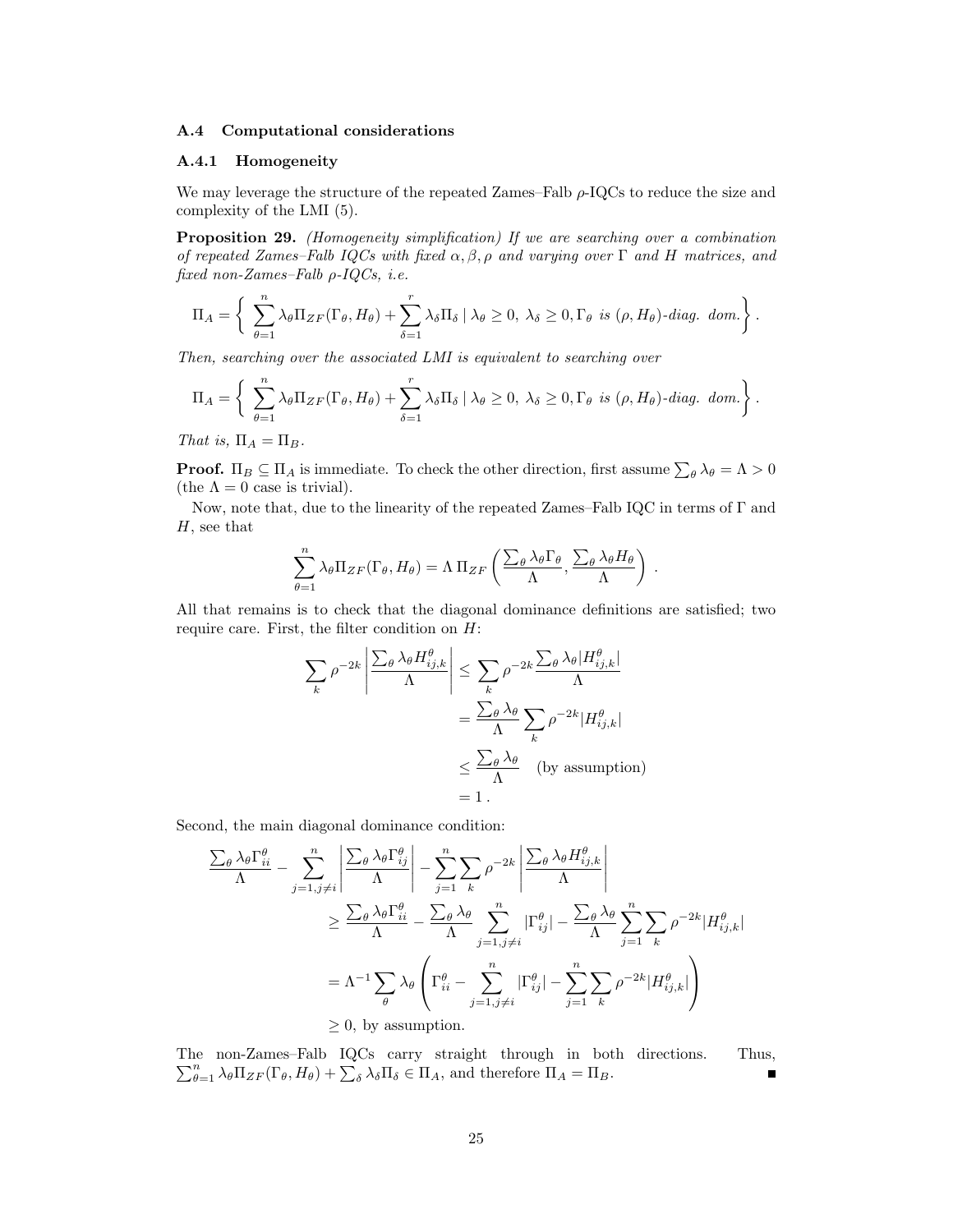### A.4 Computational considerations

#### A.4.1 Homogeneity

We may leverage the structure of the repeated Zames–Falb $\rho$-IQCs to reduce the size and complexity of the LMI (5).

**Proposition 29.** *(Homogeneity simplification) If we are searching over a combination of repeated Zames–Falb IQCs with fixed $\alpha, \beta, \rho$ and varying over $\Gamma$ and $H$ matrices, and fixed non-Zames–Falb $\rho$-IQCs, i.e.*

$$
\Pi_A = \left\{ \sum_{\theta=1}^{n} \lambda_\theta \Pi_{ZF}(\Gamma_\theta, H_\theta) + \sum_{\delta=1}^{r} \lambda_\delta \Pi_\delta \mid \lambda_\theta \geq 0,\ \lambda_\delta \geq 0, \Gamma_\theta \text{ is } (\rho, H_\theta)\text{-diag. dom.} \right\}.
$$

*Then, searching over the associated LMI is equivalent to searching over*

$$
\Pi_A = \left\{ \sum_{\theta=1}^{n} \lambda_\theta \Pi_{ZF}(\Gamma_\theta, H_\theta) + \sum_{\delta=1}^{r} \lambda_\delta \Pi_\delta \mid \lambda_\theta \geq 0,\ \lambda_\delta \geq 0, \Gamma_\theta \text{ is } (\rho, H_\theta)\text{-diag. dom.} \right\}.
$$

*That is, $\Pi_A = \Pi_B$.*

**Proof.** $\Pi_B \subseteq \Pi_A$ is immediate. To check the other direction, first assume $\sum_\theta \lambda_\theta = \Lambda > 0$ (the $\Lambda = 0$ case is trivial).

Now, note that, due to the linearity of the repeated Zames–Falb IQC in terms of $\Gamma$ and $H$, see that

$$
\sum_{\theta=1}^{n} \lambda_\theta \Pi_{ZF}(\Gamma_\theta, H_\theta) = \Lambda \, \Pi_{ZF}\left( \frac{\sum_\theta \lambda_\theta \Gamma_\theta}{\Lambda}, \frac{\sum_\theta \lambda_\theta H_\theta}{\Lambda} \right) .
$$

All that remains is to check that the diagonal dominance definitions are satisfied; two require care. First, the filter condition on $H$:

$$
\begin{aligned}
\sum_k \rho^{-2k} \left| \frac{\sum_\theta \lambda_\theta H^\theta_{ij,k}}{\Lambda} \right| &\leq \sum_k \rho^{-2k} \frac{\sum_\theta \lambda_\theta |H^\theta_{ij,k}|}{\Lambda} \\
&= \frac{\sum_\theta \lambda_\theta}{\Lambda} \sum_k \rho^{-2k} |H^\theta_{ij,k}| \\
&\leq \frac{\sum_\theta \lambda_\theta}{\Lambda} \quad \text{(by assumption)} \\
&= 1 \, .
\end{aligned}
$$

Second, the main diagonal dominance condition:

$$
\begin{aligned}
\frac{\sum_\theta \lambda_\theta \Gamma^\theta_{ii}}{\Lambda} - \sum_{j=1, j\neq i}^{n} \left| \frac{\sum_\theta \lambda_\theta \Gamma^\theta_{ij}}{\Lambda} \right| - \sum_{j=1}^{n} \sum_k \rho^{-2k} \left| \frac{\sum_\theta \lambda_\theta H^\theta_{ij,k}}{\Lambda} \right| & \\
\geq \frac{\sum_\theta \lambda_\theta \Gamma^\theta_{ii}}{\Lambda} - \frac{\sum_\theta \lambda_\theta}{\Lambda} \sum_{j=1, j\neq i}^{n} |\Gamma^\theta_{ij}| - \frac{\sum_\theta \lambda_\theta}{\Lambda} \sum_{j=1}^{n} \sum_k \rho^{-2k} |H^\theta_{ij,k}| & \\
= \Lambda^{-1} \sum_\theta \lambda_\theta \left( \Gamma^\theta_{ii} - \sum_{j=1, j\neq i}^{n} |\Gamma^\theta_{ij}| - \sum_{j=1}^{n} \sum_k \rho^{-2k} |H^\theta_{ij,k}| \right) & \\
\geq 0, \text{ by assumption.} &
\end{aligned}
$$

The non-Zames–Falb IQCs carry straight through in both directions. Thus, $\sum_{\theta=1}^{n} \lambda_\theta \Pi_{ZF}(\Gamma_\theta, H_\theta) + \sum_\delta \lambda_\delta \Pi_\delta \in \Pi_A$, and therefore $\Pi_A = \Pi_B$. ∎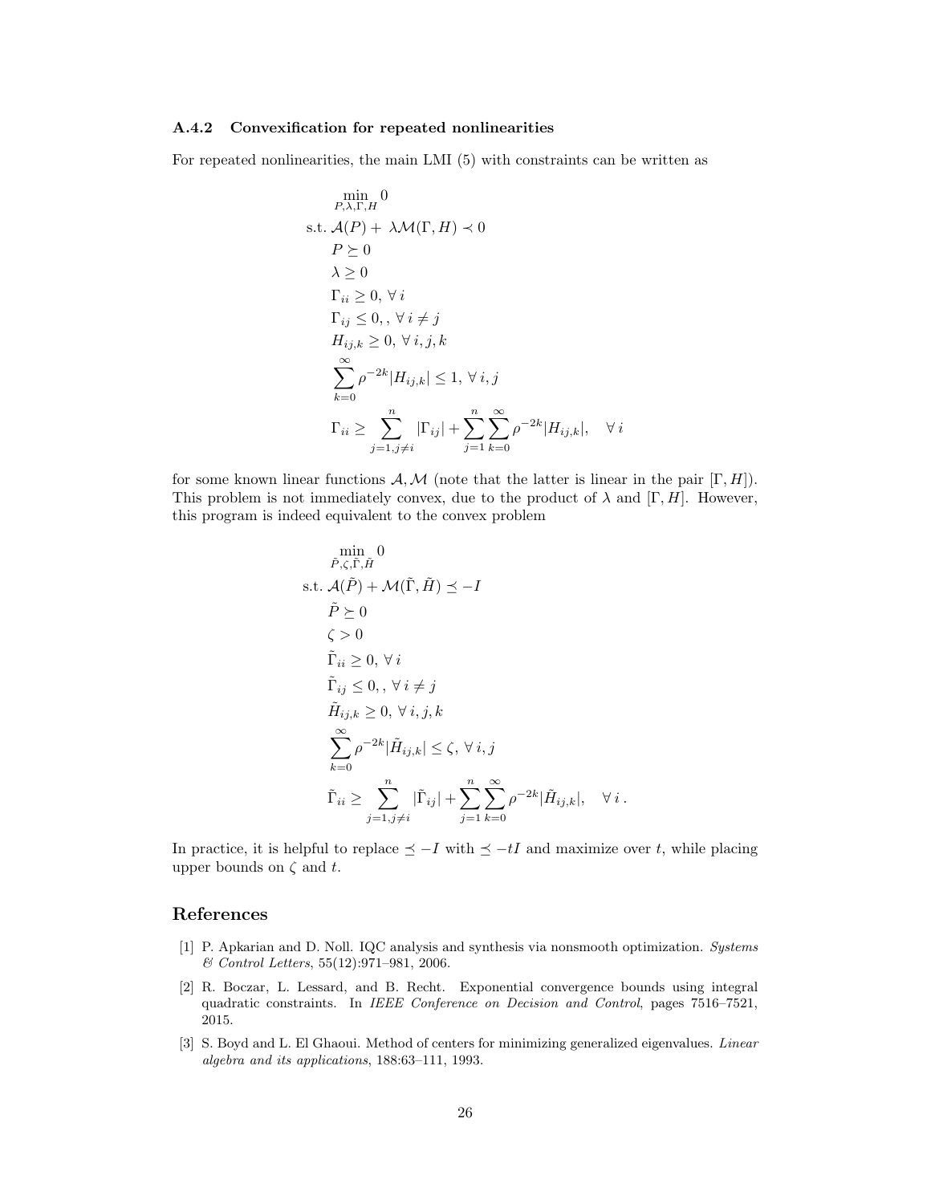### A.4.2 Convexification for repeated nonlinearities

For repeated nonlinearities, the main LMI (5) with constraints can be written as

$$
\begin{aligned}
&\min_{P,\lambda,\Gamma,H} 0 \\
\text{s.t. } &\mathcal{A}(P) + \lambda\mathcal{M}(\Gamma, H) \prec 0 \\
&P \succeq 0 \\
&\lambda \geq 0 \\
&\Gamma_{ii} \geq 0, \forall\, i \\
&\Gamma_{ij} \leq 0, , \forall\, i \neq j \\
&H_{ij,k} \geq 0, \forall\, i, j, k \\
&\sum_{k=0}^{\infty} \rho^{-2k} |H_{ij,k}| \leq 1, \forall\, i, j \\
&\Gamma_{ii} \geq \sum_{j=1, j\neq i}^{n} |\Gamma_{ij}| + \sum_{j=1}^{n} \sum_{k=0}^{\infty} \rho^{-2k} |H_{ij,k}|, \quad \forall\, i
\end{aligned}
$$

for some known linear functions $\mathcal{A}, \mathcal{M}$ (note that the latter is linear in the pair $[\Gamma, H]$). This problem is not immediately convex, due to the product of $\lambda$ and $[\Gamma, H]$. However, this program is indeed equivalent to the convex problem

$$
\begin{aligned}
&\min_{\tilde{P},\zeta,\tilde{\Gamma},\tilde{H}} 0 \\
\text{s.t. } &\mathcal{A}(\tilde{P}) + \mathcal{M}(\tilde{\Gamma}, \tilde{H}) \preceq -I \\
&\tilde{P} \succeq 0 \\
&\zeta > 0 \\
&\tilde{\Gamma}_{ii} \geq 0, \forall\, i \\
&\tilde{\Gamma}_{ij} \leq 0, , \forall\, i \neq j \\
&\tilde{H}_{ij,k} \geq 0, \forall\, i, j, k \\
&\sum_{k=0}^{\infty} \rho^{-2k} |\tilde{H}_{ij,k}| \leq \zeta, \forall\, i, j \\
&\tilde{\Gamma}_{ii} \geq \sum_{j=1, j\neq i}^{n} |\tilde{\Gamma}_{ij}| + \sum_{j=1}^{n} \sum_{k=0}^{\infty} \rho^{-2k} |\tilde{H}_{ij,k}|, \quad \forall\, i\,.
\end{aligned}
$$

In practice, it is helpful to replace $\preceq -I$ with $\preceq -tI$ and maximize over $t$, while placing upper bounds on $\zeta$ and $t$.

## References

[1] P. Apkarian and D. Noll. IQC analysis and synthesis via nonsmooth optimization. *Systems & Control Letters*, 55(12):971–981, 2006.

[2] R. Boczar, L. Lessard, and B. Recht. Exponential convergence bounds using integral quadratic constraints. In *IEEE Conference on Decision and Control*, pages 7516–7521, 2015.

[3] S. Boyd and L. El Ghaoui. Method of centers for minimizing generalized eigenvalues. *Linear algebra and its applications*, 188:63–111, 1993.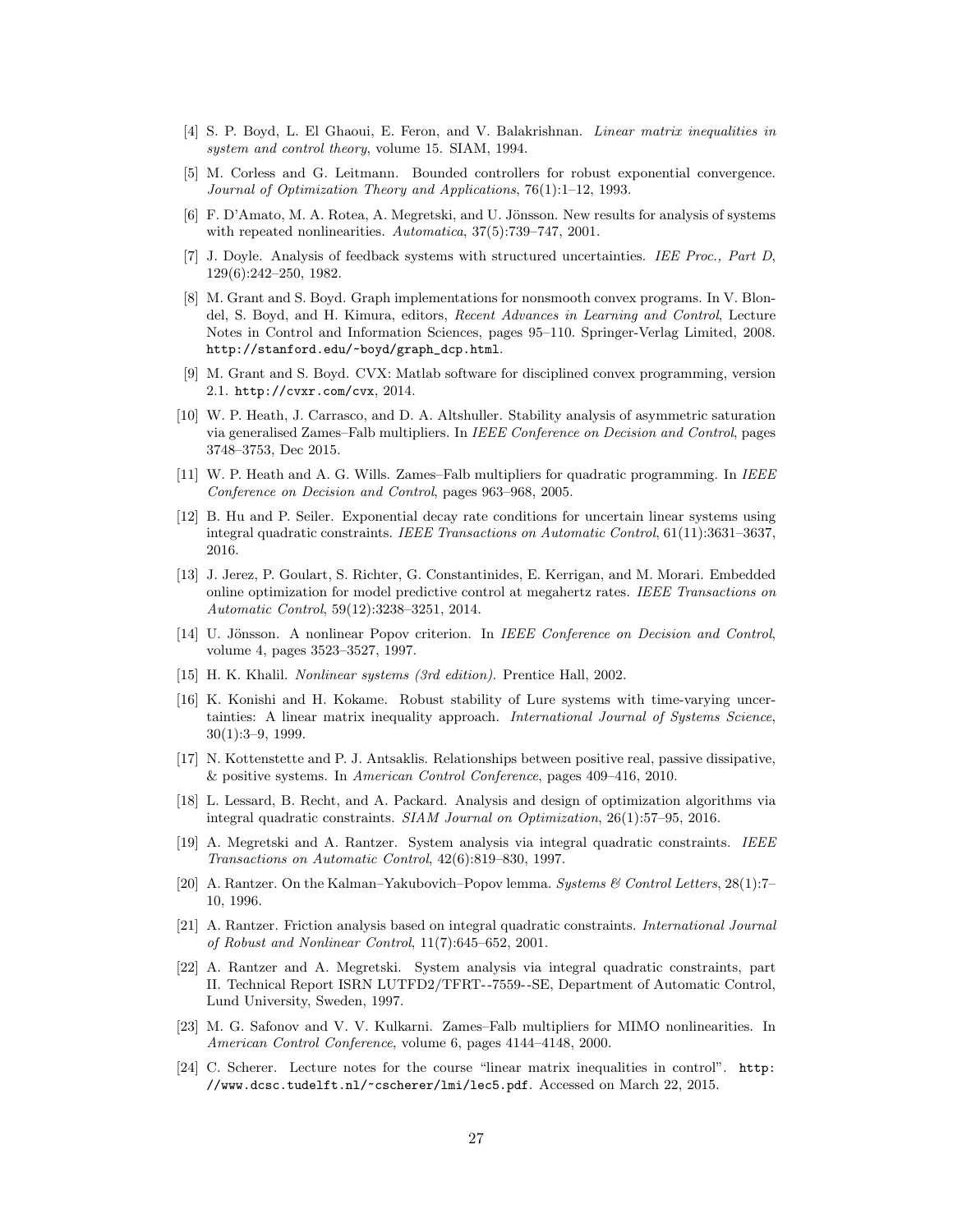[4] S. P. Boyd, L. El Ghaoui, E. Feron, and V. Balakrishnan. *Linear matrix inequalities in system and control theory*, volume 15. SIAM, 1994.

[5] M. Corless and G. Leitmann. Bounded controllers for robust exponential convergence. *Journal of Optimization Theory and Applications*, 76(1):1–12, 1993.

[6] F. D'Amato, M. A. Rotea, A. Megretski, and U. Jönsson. New results for analysis of systems with repeated nonlinearities. *Automatica*, 37(5):739–747, 2001.

[7] J. Doyle. Analysis of feedback systems with structured uncertainties. *IEE Proc., Part D*, 129(6):242–250, 1982.

[8] M. Grant and S. Boyd. Graph implementations for nonsmooth convex programs. In V. Blondel, S. Boyd, and H. Kimura, editors, *Recent Advances in Learning and Control*, Lecture Notes in Control and Information Sciences, pages 95–110. Springer-Verlag Limited, 2008. `http://stanford.edu/~boyd/graph_dcp.html`.

[9] M. Grant and S. Boyd. CVX: Matlab software for disciplined convex programming, version 2.1. `http://cvxr.com/cvx`, 2014.

[10] W. P. Heath, J. Carrasco, and D. A. Altshuller. Stability analysis of asymmetric saturation via generalised Zames–Falb multipliers. In *IEEE Conference on Decision and Control*, pages 3748–3753, Dec 2015.

[11] W. P. Heath and A. G. Wills. Zames–Falb multipliers for quadratic programming. In *IEEE Conference on Decision and Control*, pages 963–968, 2005.

[12] B. Hu and P. Seiler. Exponential decay rate conditions for uncertain linear systems using integral quadratic constraints. *IEEE Transactions on Automatic Control*, 61(11):3631–3637, 2016.

[13] J. Jerez, P. Goulart, S. Richter, G. Constantinides, E. Kerrigan, and M. Morari. Embedded online optimization for model predictive control at megahertz rates. *IEEE Transactions on Automatic Control*, 59(12):3238–3251, 2014.

[14] U. Jönsson. A nonlinear Popov criterion. In *IEEE Conference on Decision and Control*, volume 4, pages 3523–3527, 1997.

[15] H. K. Khalil. *Nonlinear systems (3rd edition)*. Prentice Hall, 2002.

[16] K. Konishi and H. Kokame. Robust stability of Lure systems with time-varying uncertainties: A linear matrix inequality approach. *International Journal of Systems Science*, 30(1):3–9, 1999.

[17] N. Kottenstette and P. J. Antsaklis. Relationships between positive real, passive dissipative, & positive systems. In *American Control Conference*, pages 409–416, 2010.

[18] L. Lessard, B. Recht, and A. Packard. Analysis and design of optimization algorithms via integral quadratic constraints. *SIAM Journal on Optimization*, 26(1):57–95, 2016.

[19] A. Megretski and A. Rantzer. System analysis via integral quadratic constraints. *IEEE Transactions on Automatic Control*, 42(6):819–830, 1997.

[20] A. Rantzer. On the Kalman–Yakubovich–Popov lemma. *Systems & Control Letters*, 28(1):7–10, 1996.

[21] A. Rantzer. Friction analysis based on integral quadratic constraints. *International Journal of Robust and Nonlinear Control*, 11(7):645–652, 2001.

[22] A. Rantzer and A. Megretski. System analysis via integral quadratic constraints, part II. Technical Report ISRN LUTFD2/TFRT--7559--SE, Department of Automatic Control, Lund University, Sweden, 1997.

[23] M. G. Safonov and V. V. Kulkarni. Zames–Falb multipliers for MIMO nonlinearities. In *American Control Conference*, volume 6, pages 4144–4148, 2000.

[24] C. Scherer. Lecture notes for the course "linear matrix inequalities in control". `http://www.dcsc.tudelft.nl/~cscherer/lmi/lec5.pdf`. Accessed on March 22, 2015.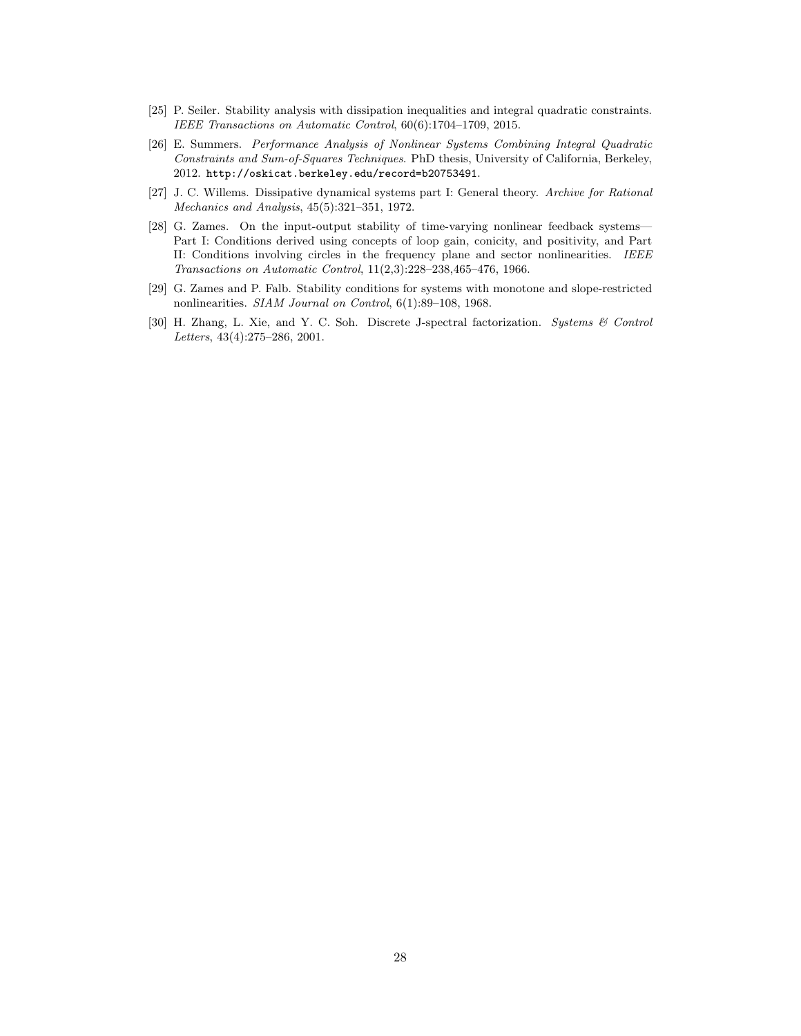[25] P. Seiler. Stability analysis with dissipation inequalities and integral quadratic constraints. *IEEE Transactions on Automatic Control*, 60(6):1704–1709, 2015.

[26] E. Summers. *Performance Analysis of Nonlinear Systems Combining Integral Quadratic Constraints and Sum-of-Squares Techniques*. PhD thesis, University of California, Berkeley, 2012. `http://oskicat.berkeley.edu/record=b20753491`.

[27] J. C. Willems. Dissipative dynamical systems part I: General theory. *Archive for Rational Mechanics and Analysis*, 45(5):321–351, 1972.

[28] G. Zames. On the input-output stability of time-varying nonlinear feedback systems— Part I: Conditions derived using concepts of loop gain, conicity, and positivity, and Part II: Conditions involving circles in the frequency plane and sector nonlinearities. *IEEE Transactions on Automatic Control*, 11(2,3):228–238,465–476, 1966.

[29] G. Zames and P. Falb. Stability conditions for systems with monotone and slope-restricted nonlinearities. *SIAM Journal on Control*, 6(1):89–108, 1968.

[30] H. Zhang, L. Xie, and Y. C. Soh. Discrete J-spectral factorization. *Systems & Control Letters*, 43(4):275–286, 2001.